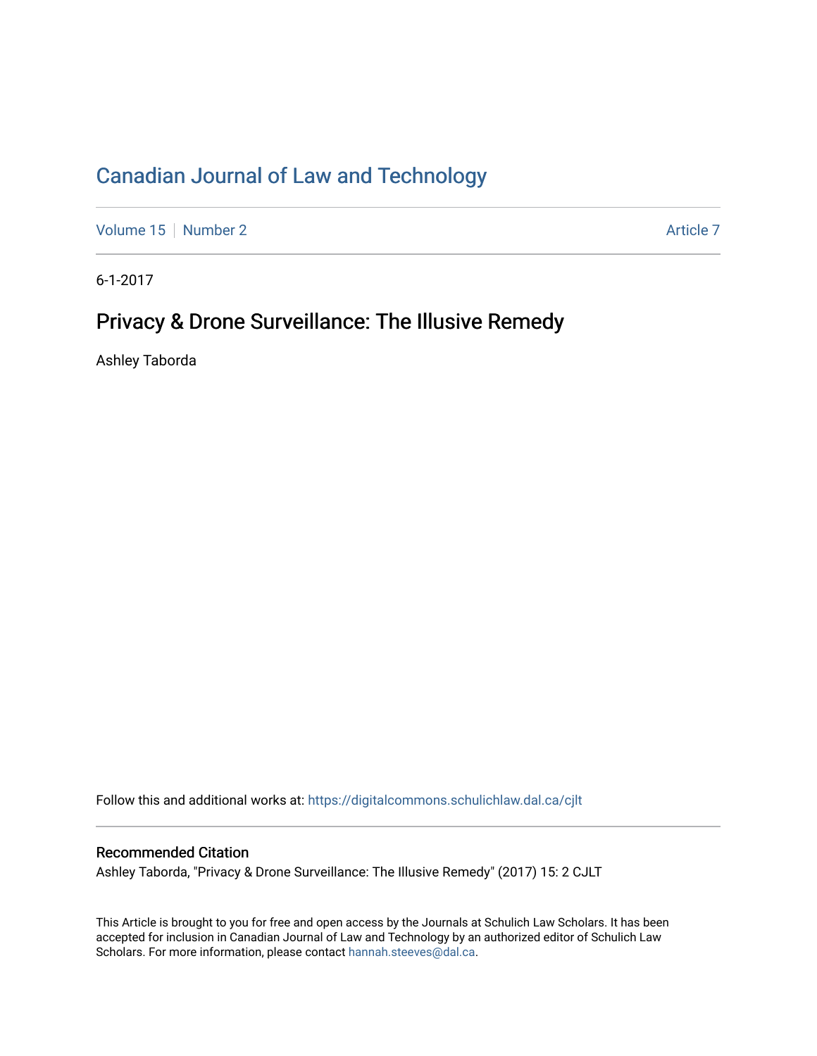# Canadian Journal of Law and Technology

Volume 15 | Number 2 — Article 7

6-1-2017

## Privacy & Drone Surveillance: The Illusive Remedy

Ashley Taborda

Follow this and additional works at: https://digitalcommons.schulichlaw.dal.ca/cjlt

### Recommended Citation

Ashley Taborda, "Privacy & Drone Surveillance: The Illusive Remedy" (2017) 15: 2 CJLT

This Article is brought to you for free and open access by the Journals at Schulich Law Scholars. It has been accepted for inclusion in Canadian Journal of Law and Technology by an authorized editor of Schulich Law Scholars. For more information, please contact hannah.steeves@dal.ca.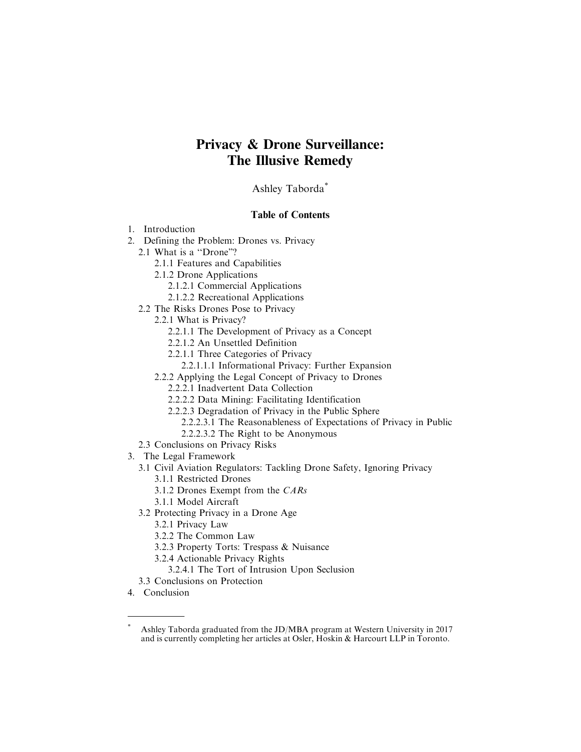# Privacy & Drone Surveillance: The Illusive Remedy

Ashley Taborda*

## Table of Contents

1. Introduction
2. Defining the Problem: Drones vs. Privacy
   - 2.1 What is a "Drone"?
     - 2.1.1 Features and Capabilities
     - 2.1.2 Drone Applications
       - 2.1.2.1 Commercial Applications
       - 2.1.2.2 Recreational Applications
   - 2.2 The Risks Drones Pose to Privacy
     - 2.2.1 What is Privacy?
       - 2.2.1.1 The Development of Privacy as a Concept
       - 2.2.1.2 An Unsettled Definition
       - 2.2.1.1 Three Categories of Privacy
         - 2.2.1.1.1 Informational Privacy: Further Expansion
     - 2.2.2 Applying the Legal Concept of Privacy to Drones
       - 2.2.2.1 Inadvertent Data Collection
       - 2.2.2.2 Data Mining: Facilitating Identification
       - 2.2.2.3 Degradation of Privacy in the Public Sphere
         - 2.2.2.3.1 The Reasonableness of Expectations of Privacy in Public
         - 2.2.2.3.2 The Right to be Anonymous
   - 2.3 Conclusions on Privacy Risks
3. The Legal Framework
   - 3.1 Civil Aviation Regulators: Tackling Drone Safety, Ignoring Privacy
     - 3.1.1 Restricted Drones
     - 3.1.2 Drones Exempt from the *CARs*
     - 3.1.1 Model Aircraft
   - 3.2 Protecting Privacy in a Drone Age
     - 3.2.1 Privacy Law
     - 3.2.2 The Common Law
     - 3.2.3 Property Torts: Trespass & Nuisance
     - 3.2.4 Actionable Privacy Rights
       - 3.2.4.1 The Tort of Intrusion Upon Seclusion
   - 3.3 Conclusions on Protection
4. Conclusion

---

\* Ashley Taborda graduated from the JD/MBA program at Western University in 2017 and is currently completing her articles at Osler, Hoskin & Harcourt LLP in Toronto.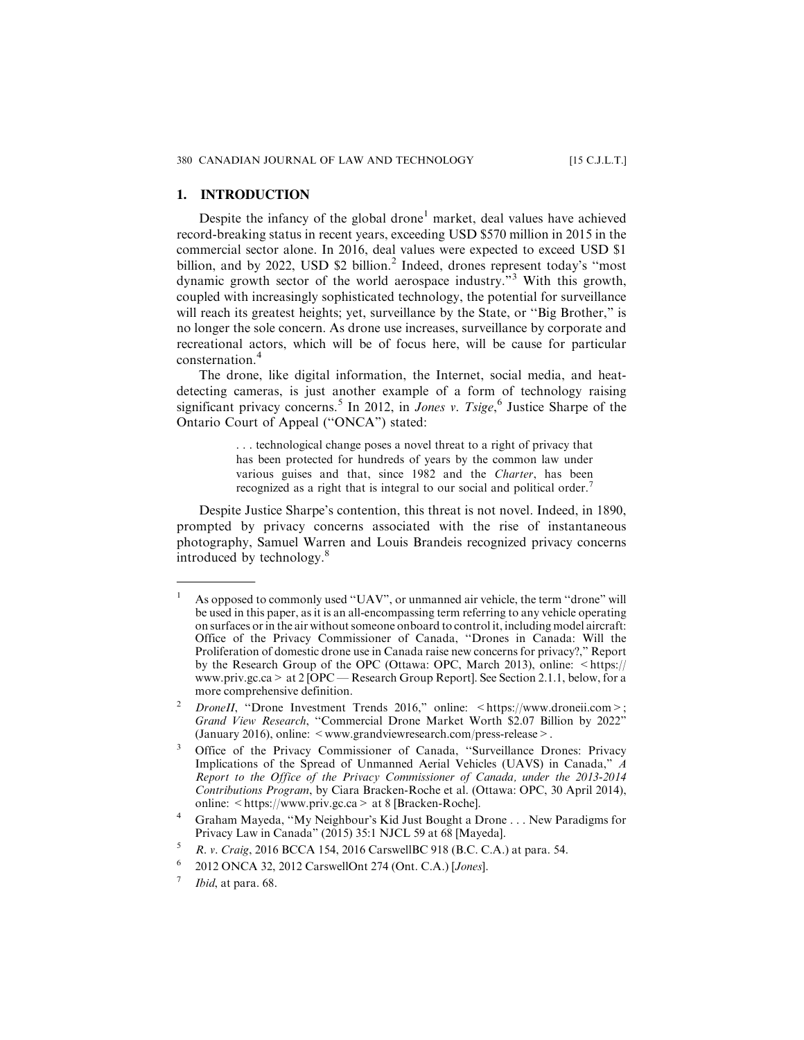## 1. INTRODUCTION

Despite the infancy of the global drone[1] market, deal values have achieved record-breaking status in recent years, exceeding USD $570 million in 2015 in the commercial sector alone. In 2016, deal values were expected to exceed USD $1 billion, and by 2022, USD $2 billion.[2] Indeed, drones represent today's "most dynamic growth sector of the world aerospace industry."[3] With this growth, coupled with increasingly sophisticated technology, the potential for surveillance will reach its greatest heights; yet, surveillance by the State, or "Big Brother," is no longer the sole concern. As drone use increases, surveillance by corporate and recreational actors, which will be of focus here, will be cause for particular consternation.[4]

The drone, like digital information, the Internet, social media, and heat-detecting cameras, is just another example of a form of technology raising significant privacy concerns.[5] In 2012, in *Jones v. Tsige*,[6] Justice Sharpe of the Ontario Court of Appeal ("ONCA") stated:

> . . . technological change poses a novel threat to a right of privacy that has been protected for hundreds of years by the common law under various guises and that, since 1982 and the *Charter*, has been recognized as a right that is integral to our social and political order.[7]

Despite Justice Sharpe's contention, this threat is not novel. Indeed, in 1890, prompted by privacy concerns associated with the rise of instantaneous photography, Samuel Warren and Louis Brandeis recognized privacy concerns introduced by technology.[8]

---

[1] As opposed to commonly used "UAV", or unmanned air vehicle, the term "drone" will be used in this paper, as it is an all-encompassing term referring to any vehicle operating on surfaces or in the air without someone onboard to control it, including model aircraft: Office of the Privacy Commissioner of Canada, "Drones in Canada: Will the Proliferation of domestic drone use in Canada raise new concerns for privacy?," Report by the Research Group of the OPC (Ottawa: OPC, March 2013), online: < https://www.priv.gc.ca > at 2 [OPC — Research Group Report]. See Section 2.1.1, below, for a more comprehensive definition.

[2] *DroneII*, "Drone Investment Trends 2016," online: < https://www.droneii.com >; *Grand View Research*, "Commercial Drone Market Worth $2.07 Billion by 2022" (January 2016), online: < www.grandviewresearch.com/press-release >.

[3] Office of the Privacy Commissioner of Canada, "Surveillance Drones: Privacy Implications of the Spread of Unmanned Aerial Vehicles (UAVS) in Canada," *A Report to the Office of the Privacy Commissioner of Canada, under the 2013-2014 Contributions Program*, by Ciara Bracken-Roche et al. (Ottawa: OPC, 30 April 2014), online: < https://www.priv.gc.ca > at 8 [Bracken-Roche].

[4] Graham Mayeda, "My Neighbour's Kid Just Bought a Drone . . . New Paradigms for Privacy Law in Canada" (2015) 35:1 NJCL 59 at 68 [Mayeda].

[5] *R. v. Craig*, 2016 BCCA 154, 2016 CarswellBC 918 (B.C. C.A.) at para. 54.

[6] 2012 ONCA 32, 2012 CarswellOnt 274 (Ont. C.A.) [*Jones*].

[7] *Ibid*, at para. 68.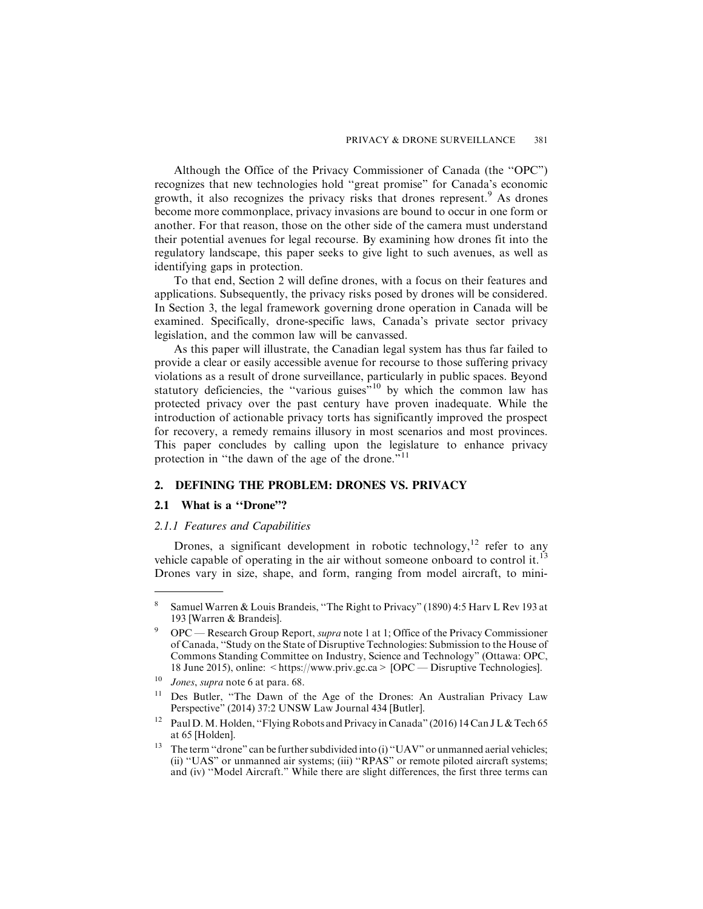Although the Office of the Privacy Commissioner of Canada (the "OPC") recognizes that new technologies hold "great promise" for Canada's economic growth, it also recognizes the privacy risks that drones represent.[9] As drones become more commonplace, privacy invasions are bound to occur in one form or another. For that reason, those on the other side of the camera must understand their potential avenues for legal recourse. By examining how drones fit into the regulatory landscape, this paper seeks to give light to such avenues, as well as identifying gaps in protection.

To that end, Section 2 will define drones, with a focus on their features and applications. Subsequently, the privacy risks posed by drones will be considered. In Section 3, the legal framework governing drone operation in Canada will be examined. Specifically, drone-specific laws, Canada's private sector privacy legislation, and the common law will be canvassed.

As this paper will illustrate, the Canadian legal system has thus far failed to provide a clear or easily accessible avenue for recourse to those suffering privacy violations as a result of drone surveillance, particularly in public spaces. Beyond statutory deficiencies, the "various guises"[10] by which the common law has protected privacy over the past century have proven inadequate. While the introduction of actionable privacy torts has significantly improved the prospect for recovery, a remedy remains illusory in most scenarios and most provinces. This paper concludes by calling upon the legislature to enhance privacy protection in "the dawn of the age of the drone."[11]

## 2. DEFINING THE PROBLEM: DRONES VS. PRIVACY

### 2.1 What is a "Drone"?

#### *2.1.1 Features and Capabilities*

Drones, a significant development in robotic technology,[12] refer to any vehicle capable of operating in the air without someone onboard to control it.[13] Drones vary in size, shape, and form, ranging from model aircraft, to mini-

---

[8] Samuel Warren & Louis Brandeis, "The Right to Privacy" (1890) 4:5 Harv L Rev 193 at 193 [Warren & Brandeis].

[9] OPC — Research Group Report, *supra* note 1 at 1; Office of the Privacy Commissioner of Canada, "Study on the State of Disruptive Technologies: Submission to the House of Commons Standing Committee on Industry, Science and Technology" (Ottawa: OPC, 18 June 2015), online: < https://www.priv.gc.ca > [OPC — Disruptive Technologies].

[10] *Jones*, *supra* note 6 at para. 68.

[11] Des Butler, "The Dawn of the Age of the Drones: An Australian Privacy Law Perspective" (2014) 37:2 UNSW Law Journal 434 [Butler].

[12] Paul D. M. Holden, "Flying Robots and Privacy in Canada" (2016) 14 Can J L & Tech 65 at 65 [Holden].

[13] The term "drone" can be further subdivided into (i) "UAV" or unmanned aerial vehicles; (ii) "UAS" or unmanned air systems; (iii) "RPAS" or remote piloted aircraft systems; and (iv) "Model Aircraft." While there are slight differences, the first three terms can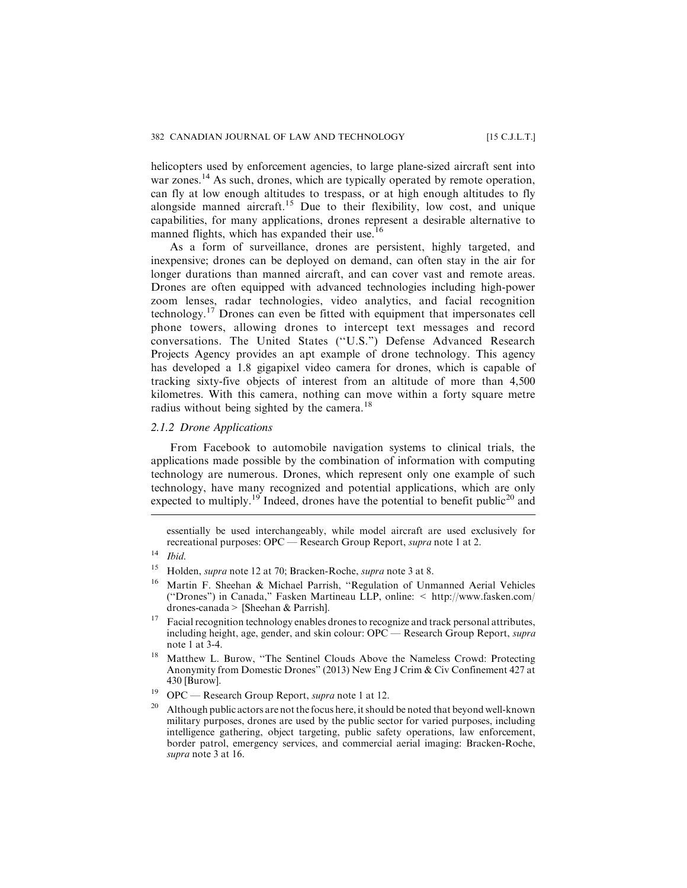helicopters used by enforcement agencies, to large plane-sized aircraft sent into war zones.[14] As such, drones, which are typically operated by remote operation, can fly at low enough altitudes to trespass, or at high enough altitudes to fly alongside manned aircraft.[15] Due to their flexibility, low cost, and unique capabilities, for many applications, drones represent a desirable alternative to manned flights, which has expanded their use.[16]

As a form of surveillance, drones are persistent, highly targeted, and inexpensive; drones can be deployed on demand, can often stay in the air for longer durations than manned aircraft, and can cover vast and remote areas. Drones are often equipped with advanced technologies including high-power zoom lenses, radar technologies, video analytics, and facial recognition technology.[17] Drones can even be fitted with equipment that impersonates cell phone towers, allowing drones to intercept text messages and record conversations. The United States ("U.S.") Defense Advanced Research Projects Agency provides an apt example of drone technology. This agency has developed a 1.8 gigapixel video camera for drones, which is capable of tracking sixty-five objects of interest from an altitude of more than 4,500 kilometres. With this camera, nothing can move within a forty square metre radius without being sighted by the camera.[18]

### *2.1.2 Drone Applications*

From Facebook to automobile navigation systems to clinical trials, the applications made possible by the combination of information with computing technology are numerous. Drones, which represent only one example of such technology, have many recognized and potential applications, which are only expected to multiply.[19] Indeed, drones have the potential to benefit public[20] and

---

essentially be used interchangeably, while model aircraft are used exclusively for recreational purposes: OPC — Research Group Report, *supra* note 1 at 2.

[14] *Ibid.*

[15] Holden, *supra* note 12 at 70; Bracken-Roche, *supra* note 3 at 8.

[16] Martin F. Sheehan & Michael Parrish, "Regulation of Unmanned Aerial Vehicles ("Drones") in Canada," Fasken Martineau LLP, online: < http://www.fasken.com/drones-canada > [Sheehan & Parrish].

[17] Facial recognition technology enables drones to recognize and track personal attributes, including height, age, gender, and skin colour: OPC — Research Group Report, *supra* note 1 at 3-4.

[18] Matthew L. Burow, "The Sentinel Clouds Above the Nameless Crowd: Protecting Anonymity from Domestic Drones" (2013) New Eng J Crim & Civ Confinement 427 at 430 [Burow].

[19] OPC — Research Group Report, *supra* note 1 at 12.

[20] Although public actors are not the focus here, it should be noted that beyond well-known military purposes, drones are used by the public sector for varied purposes, including intelligence gathering, object targeting, public safety operations, law enforcement, border patrol, emergency services, and commercial aerial imaging: Bracken-Roche, *supra* note 3 at 16.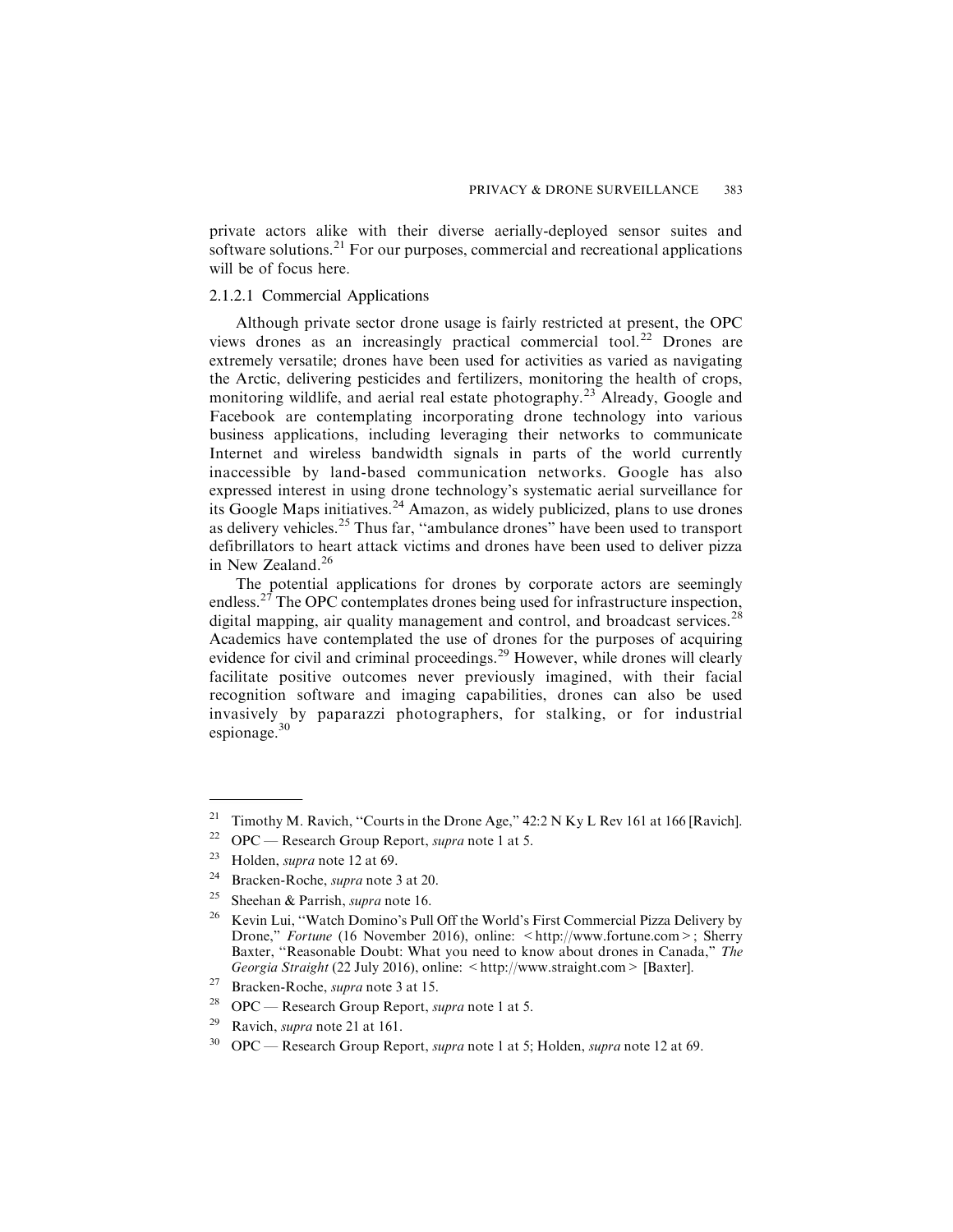private actors alike with their diverse aerially-deployed sensor suites and software solutions.[21] For our purposes, commercial and recreational applications will be of focus here.

#### 2.1.2.1 Commercial Applications

Although private sector drone usage is fairly restricted at present, the OPC views drones as an increasingly practical commercial tool.[22] Drones are extremely versatile; drones have been used for activities as varied as navigating the Arctic, delivering pesticides and fertilizers, monitoring the health of crops, monitoring wildlife, and aerial real estate photography.[23] Already, Google and Facebook are contemplating incorporating drone technology into various business applications, including leveraging their networks to communicate Internet and wireless bandwidth signals in parts of the world currently inaccessible by land-based communication networks. Google has also expressed interest in using drone technology's systematic aerial surveillance for its Google Maps initiatives.[24] Amazon, as widely publicized, plans to use drones as delivery vehicles.[25] Thus far, "ambulance drones" have been used to transport defibrillators to heart attack victims and drones have been used to deliver pizza in New Zealand.[26]

The potential applications for drones by corporate actors are seemingly endless.[27] The OPC contemplates drones being used for infrastructure inspection, digital mapping, air quality management and control, and broadcast services.[28] Academics have contemplated the use of drones for the purposes of acquiring evidence for civil and criminal proceedings.[29] However, while drones will clearly facilitate positive outcomes never previously imagined, with their facial recognition software and imaging capabilities, drones can also be used invasively by paparazzi photographers, for stalking, or for industrial espionage.[30]

---

[21] Timothy M. Ravich, "Courts in the Drone Age," 42:2 N Ky L Rev 161 at 166 [Ravich].

[22] OPC — Research Group Report, *supra* note 1 at 5.

[23] Holden, *supra* note 12 at 69.

[24] Bracken-Roche, *supra* note 3 at 20.

[25] Sheehan & Parrish, *supra* note 16.

[26] Kevin Lui, "Watch Domino's Pull Off the World's First Commercial Pizza Delivery by Drone," *Fortune* (16 November 2016), online: < http://www.fortune.com >; Sherry Baxter, "Reasonable Doubt: What you need to know about drones in Canada," *The Georgia Straight* (22 July 2016), online: < http://www.straight.com > [Baxter].

[27] Bracken-Roche, *supra* note 3 at 15.

[28] OPC — Research Group Report, *supra* note 1 at 5.

[29] Ravich, *supra* note 21 at 161.

[30] OPC — Research Group Report, *supra* note 1 at 5; Holden, *supra* note 12 at 69.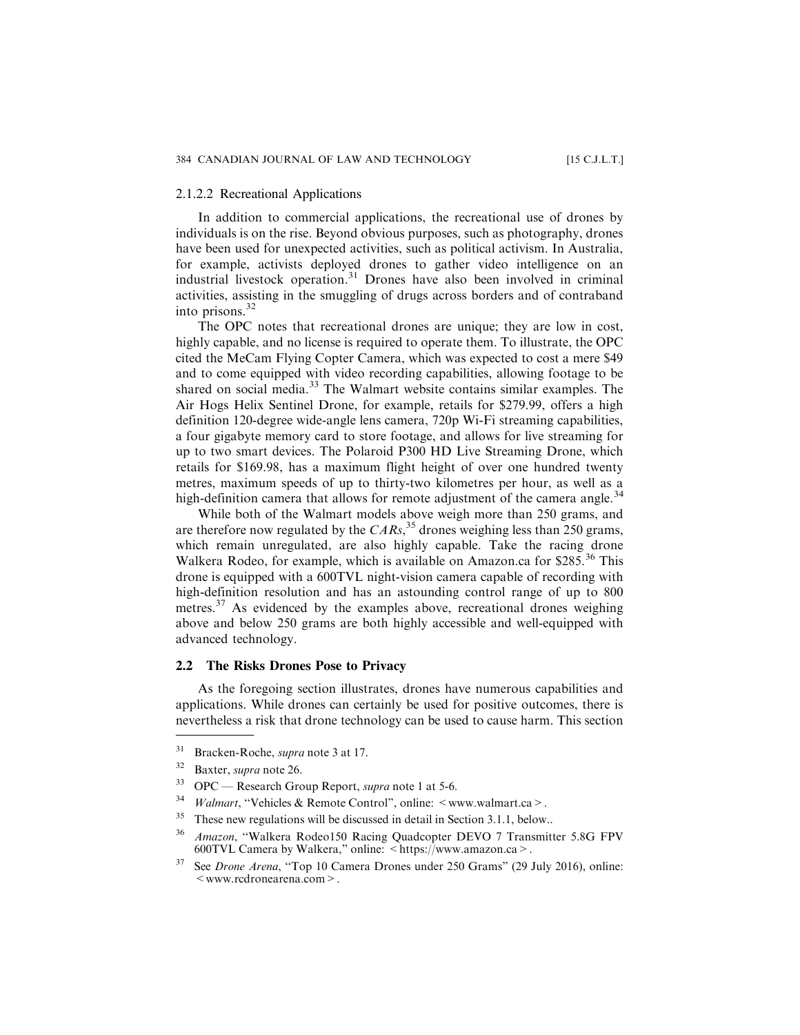#### 2.1.2.2 Recreational Applications

In addition to commercial applications, the recreational use of drones by individuals is on the rise. Beyond obvious purposes, such as photography, drones have been used for unexpected activities, such as political activism. In Australia, for example, activists deployed drones to gather video intelligence on an industrial livestock operation.[31] Drones have also been involved in criminal activities, assisting in the smuggling of drugs across borders and of contraband into prisons.[32]

The OPC notes that recreational drones are unique; they are low in cost, highly capable, and no license is required to operate them. To illustrate, the OPC cited the MeCam Flying Copter Camera, which was expected to cost a mere $49 and to come equipped with video recording capabilities, allowing footage to be shared on social media.[33] The Walmart website contains similar examples. The Air Hogs Helix Sentinel Drone, for example, retails for $279.99, offers a high definition 120-degree wide-angle lens camera, 720p Wi-Fi streaming capabilities, a four gigabyte memory card to store footage, and allows for live streaming for up to two smart devices. The Polaroid P300 HD Live Streaming Drone, which retails for $169.98, has a maximum flight height of over one hundred twenty metres, maximum speeds of up to thirty-two kilometres per hour, as well as a high-definition camera that allows for remote adjustment of the camera angle.[34]

While both of the Walmart models above weigh more than 250 grams, and are therefore now regulated by the *CARs*,[35] drones weighing less than 250 grams, which remain unregulated, are also highly capable. Take the racing drone Walkera Rodeo, for example, which is available on Amazon.ca for $285.[36] This drone is equipped with a 600TVL night-vision camera capable of recording with high-definition resolution and has an astounding control range of up to 800 metres.[37] As evidenced by the examples above, recreational drones weighing above and below 250 grams are both highly accessible and well-equipped with advanced technology.

### 2.2 The Risks Drones Pose to Privacy

As the foregoing section illustrates, drones have numerous capabilities and applications. While drones can certainly be used for positive outcomes, there is nevertheless a risk that drone technology can be used to cause harm. This section

---

[31] Bracken-Roche, *supra* note 3 at 17.

[32] Baxter, *supra* note 26.

[33] OPC — Research Group Report, *supra* note 1 at 5-6.

[34] *Walmart*, "Vehicles & Remote Control", online: < www.walmart.ca >.

[35] These new regulations will be discussed in detail in Section 3.1.1, below..

[36] *Amazon*, "Walkera Rodeo150 Racing Quadcopter DEVO 7 Transmitter 5.8G FPV 600TVL Camera by Walkera," online: < https://www.amazon.ca >.

[37] See *Drone Arena*, "Top 10 Camera Drones under 250 Grams" (29 July 2016), online: < www.rcdronearena.com >.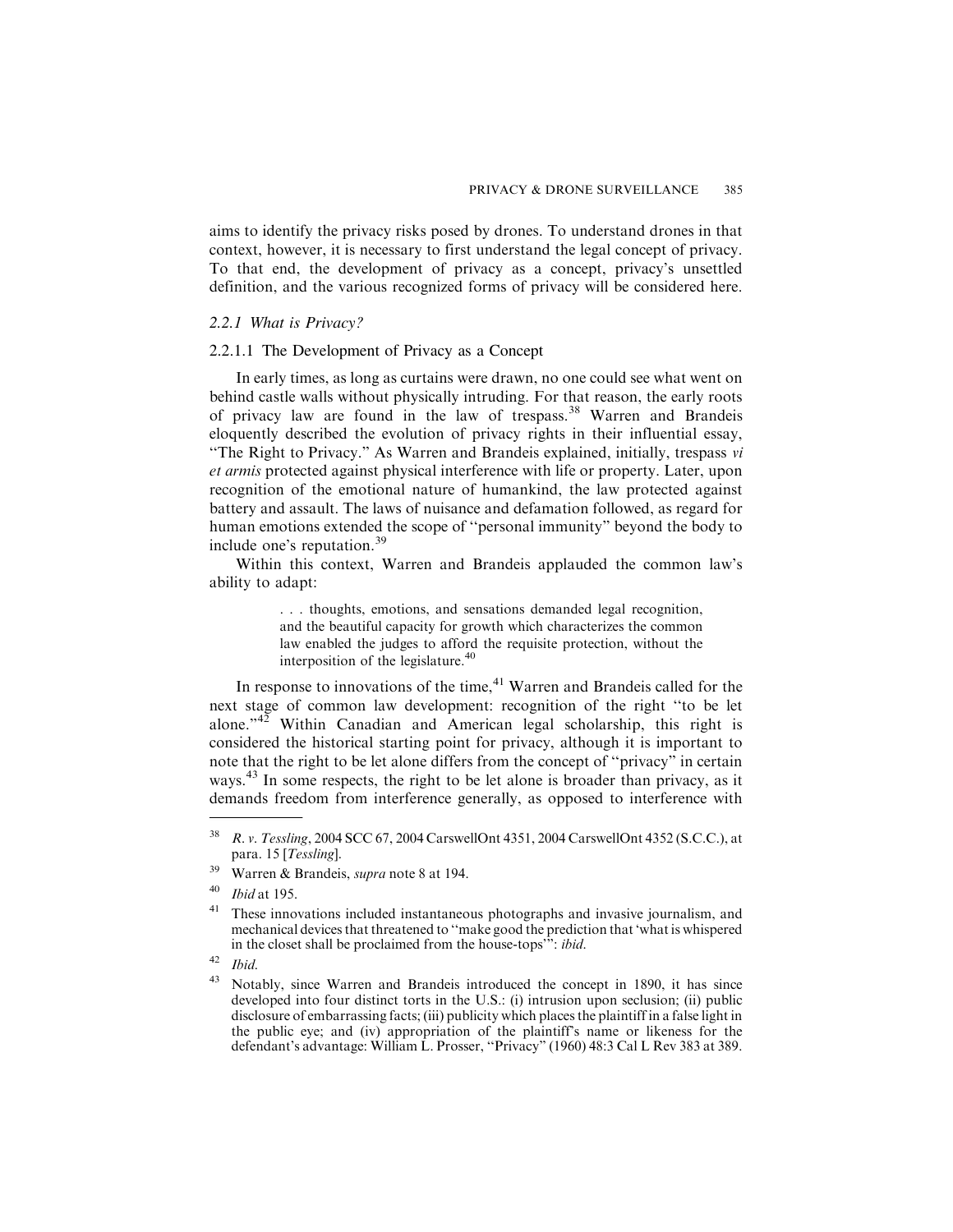aims to identify the privacy risks posed by drones. To understand drones in that context, however, it is necessary to first understand the legal concept of privacy. To that end, the development of privacy as a concept, privacy's unsettled definition, and the various recognized forms of privacy will be considered here.

### *2.2.1 What is Privacy?*

#### 2.2.1.1 The Development of Privacy as a Concept

In early times, as long as curtains were drawn, no one could see what went on behind castle walls without physically intruding. For that reason, the early roots of privacy law are found in the law of trespass.[38] Warren and Brandeis eloquently described the evolution of privacy rights in their influential essay, "The Right to Privacy." As Warren and Brandeis explained, initially, trespass *vi et armis* protected against physical interference with life or property. Later, upon recognition of the emotional nature of humankind, the law protected against battery and assault. The laws of nuisance and defamation followed, as regard for human emotions extended the scope of "personal immunity" beyond the body to include one's reputation.[39]

Within this context, Warren and Brandeis applauded the common law's ability to adapt:

> . . . thoughts, emotions, and sensations demanded legal recognition, and the beautiful capacity for growth which characterizes the common law enabled the judges to afford the requisite protection, without the interposition of the legislature.[40]

In response to innovations of the time,[41] Warren and Brandeis called for the next stage of common law development: recognition of the right "to be let alone."[42] Within Canadian and American legal scholarship, this right is considered the historical starting point for privacy, although it is important to note that the right to be let alone differs from the concept of "privacy" in certain ways.[43] In some respects, the right to be let alone is broader than privacy, as it demands freedom from interference generally, as opposed to interference with

---

[38] *R. v. Tessling*, 2004 SCC 67, 2004 CarswellOnt 4351, 2004 CarswellOnt 4352 (S.C.C.), at para. 15 [*Tessling*].

[39] Warren & Brandeis, *supra* note 8 at 194.

[40] *Ibid* at 195.

[41] These innovations included instantaneous photographs and invasive journalism, and mechanical devices that threatened to "make good the prediction that 'what is whispered in the closet shall be proclaimed from the house-tops'": *ibid*.

[42] *Ibid*.

[43] Notably, since Warren and Brandeis introduced the concept in 1890, it has since developed into four distinct torts in the U.S.: (i) intrusion upon seclusion; (ii) public disclosure of embarrassing facts; (iii) publicity which places the plaintiff in a false light in the public eye; and (iv) appropriation of the plaintiff's name or likeness for the defendant's advantage: William L. Prosser, "Privacy" (1960) 48:3 Cal L Rev 383 at 389.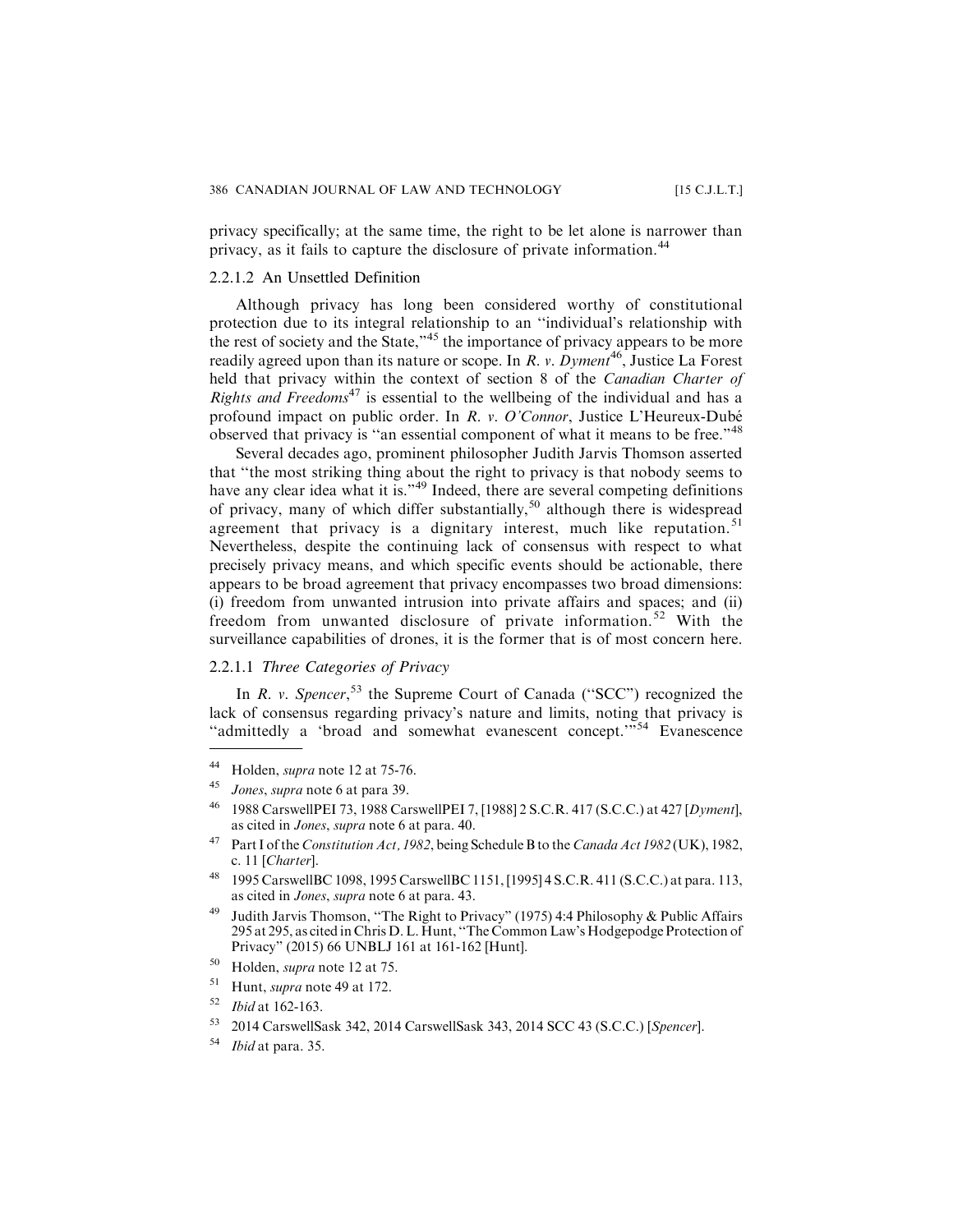privacy specifically; at the same time, the right to be let alone is narrower than privacy, as it fails to capture the disclosure of private information.[44]

#### 2.2.1.2 An Unsettled Definition

Although privacy has long been considered worthy of constitutional protection due to its integral relationship to an "individual's relationship with the rest of society and the State,"[45] the importance of privacy appears to be more readily agreed upon than its nature or scope. In *R. v. Dyment*[46], Justice La Forest held that privacy within the context of section 8 of the *Canadian Charter of Rights and Freedoms*[47] is essential to the wellbeing of the individual and has a profound impact on public order. In *R. v. O'Connor*, Justice L'Heureux-Dubé observed that privacy is "an essential component of what it means to be free."[48]

Several decades ago, prominent philosopher Judith Jarvis Thomson asserted that "the most striking thing about the right to privacy is that nobody seems to have any clear idea what it is."[49] Indeed, there are several competing definitions of privacy, many of which differ substantially,[50] although there is widespread agreement that privacy is a dignitary interest, much like reputation.[51] Nevertheless, despite the continuing lack of consensus with respect to what precisely privacy means, and which specific events should be actionable, there appears to be broad agreement that privacy encompasses two broad dimensions: (i) freedom from unwanted intrusion into private affairs and spaces; and (ii) freedom from unwanted disclosure of private information.[52] With the surveillance capabilities of drones, it is the former that is of most concern here.

#### 2.2.1.1 *Three Categories of Privacy*

In *R. v. Spencer*,[53] the Supreme Court of Canada ("SCC") recognized the lack of consensus regarding privacy's nature and limits, noting that privacy is "admittedly a 'broad and somewhat evanescent concept.'"[54] Evanescence

---

[44] Holden, *supra* note 12 at 75-76.

[45] *Jones*, *supra* note 6 at para 39.

[46] 1988 CarswellPEI 73, 1988 CarswellPEI 7, [1988] 2 S.C.R. 417 (S.C.C.) at 427 [*Dyment*], as cited in *Jones*, *supra* note 6 at para. 40.

[47] Part I of the *Constitution Act, 1982*, being Schedule B to the *Canada Act 1982* (UK), 1982, c. 11 [*Charter*].

[48] 1995 CarswellBC 1098, 1995 CarswellBC 1151, [1995] 4 S.C.R. 411 (S.C.C.) at para. 113, as cited in *Jones*, *supra* note 6 at para. 43.

[49] Judith Jarvis Thomson, "The Right to Privacy" (1975) 4:4 Philosophy & Public Affairs 295 at 295, as cited in Chris D. L. Hunt, "The Common Law's Hodgepodge Protection of Privacy" (2015) 66 UNBLJ 161 at 161-162 [Hunt].

[50] Holden, *supra* note 12 at 75.

[51] Hunt, *supra* note 49 at 172.

[52] *Ibid* at 162-163.

[53] 2014 CarswellSask 342, 2014 CarswellSask 343, 2014 SCC 43 (S.C.C.) [*Spencer*].

[54] *Ibid* at para. 35.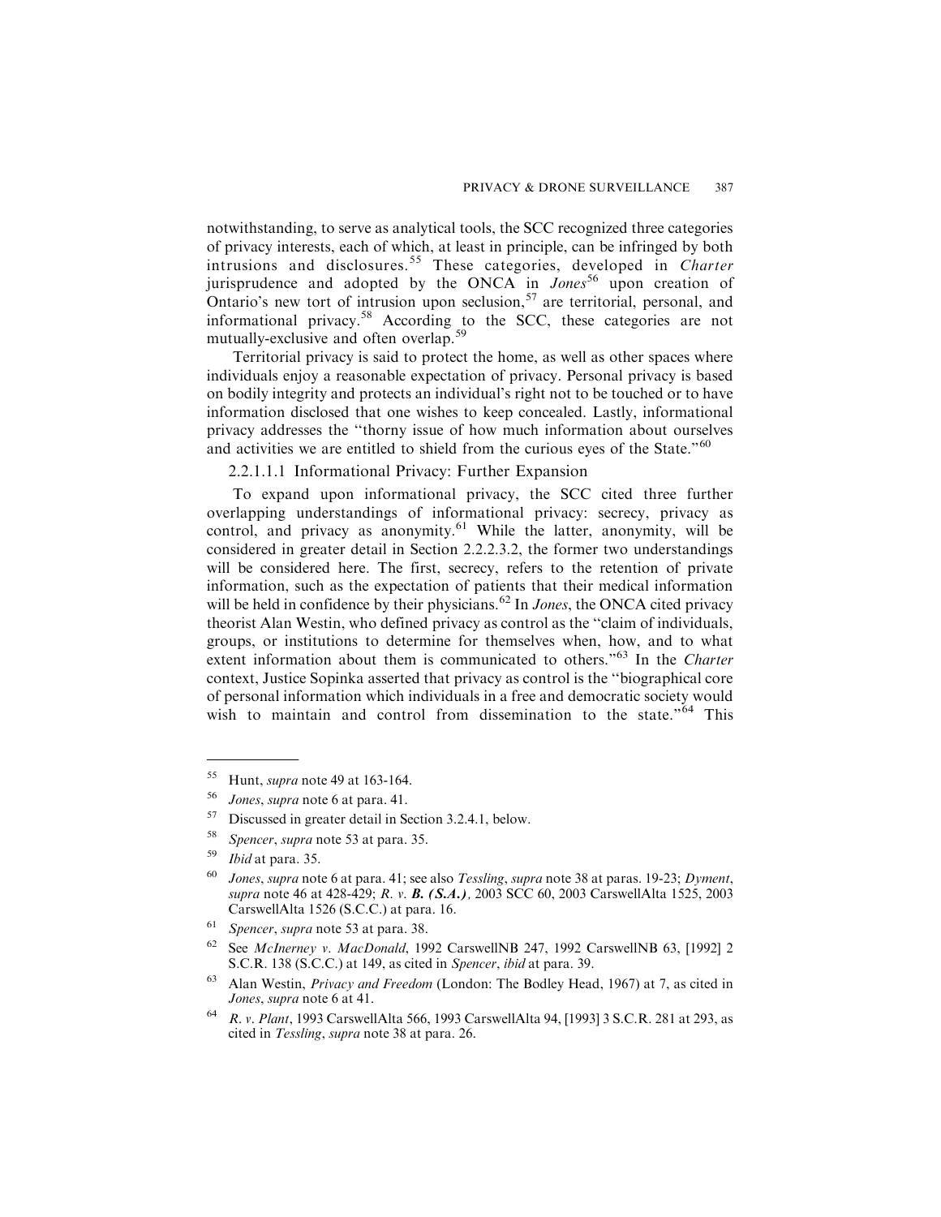notwithstanding, to serve as analytical tools, the SCC recognized three categories of privacy interests, each of which, at least in principle, can be infringed by both intrusions and disclosures.[55] These categories, developed in *Charter* jurisprudence and adopted by the ONCA in *Jones*[56] upon creation of Ontario's new tort of intrusion upon seclusion,[57] are territorial, personal, and informational privacy.[58] According to the SCC, these categories are not mutually-exclusive and often overlap.[59]

Territorial privacy is said to protect the home, as well as other spaces where individuals enjoy a reasonable expectation of privacy. Personal privacy is based on bodily integrity and protects an individual's right not to be touched or to have information disclosed that one wishes to keep concealed. Lastly, informational privacy addresses the "thorny issue of how much information about ourselves and activities we are entitled to shield from the curious eyes of the State."[60]

2.2.1.1.1 Informational Privacy: Further Expansion

To expand upon informational privacy, the SCC cited three further overlapping understandings of informational privacy: secrecy, privacy as control, and privacy as anonymity.[61] While the latter, anonymity, will be considered in greater detail in Section 2.2.2.3.2, the former two understandings will be considered here. The first, secrecy, refers to the retention of private information, such as the expectation of patients that their medical information will be held in confidence by their physicians.[62] In *Jones*, the ONCA cited privacy theorist Alan Westin, who defined privacy as control as the "claim of individuals, groups, or institutions to determine for themselves when, how, and to what extent information about them is communicated to others."[63] In the *Charter* context, Justice Sopinka asserted that privacy as control is the "biographical core of personal information which individuals in a free and democratic society would wish to maintain and control from dissemination to the state."[64] This

---

[55] Hunt, *supra* note 49 at 163-164.

[56] *Jones*, *supra* note 6 at para. 41.

[57] Discussed in greater detail in Section 3.2.4.1, below.

[58] *Spencer*, *supra* note 53 at para. 35.

[59] *Ibid* at para. 35.

[60] *Jones*, *supra* note 6 at para. 41; see also *Tessling*, *supra* note 38 at paras. 19-23; *Dyment*, *supra* note 46 at 428-429; *R. v. **B. (S.A.)***, 2003 SCC 60, 2003 CarswellAlta 1525, 2003 CarswellAlta 1526 (S.C.C.) at para. 16.

[61] *Spencer*, *supra* note 53 at para. 38.

[62] See *McInerney v. MacDonald*, 1992 CarswellNB 247, 1992 CarswellNB 63, [1992] 2 S.C.R. 138 (S.C.C.) at 149, as cited in *Spencer*, *ibid* at para. 39.

[63] Alan Westin, *Privacy and Freedom* (London: The Bodley Head, 1967) at 7, as cited in *Jones*, *supra* note 6 at 41.

[64] *R. v. Plant*, 1993 CarswellAlta 566, 1993 CarswellAlta 94, [1993] 3 S.C.R. 281 at 293, as cited in *Tessling*, *supra* note 38 at para. 26.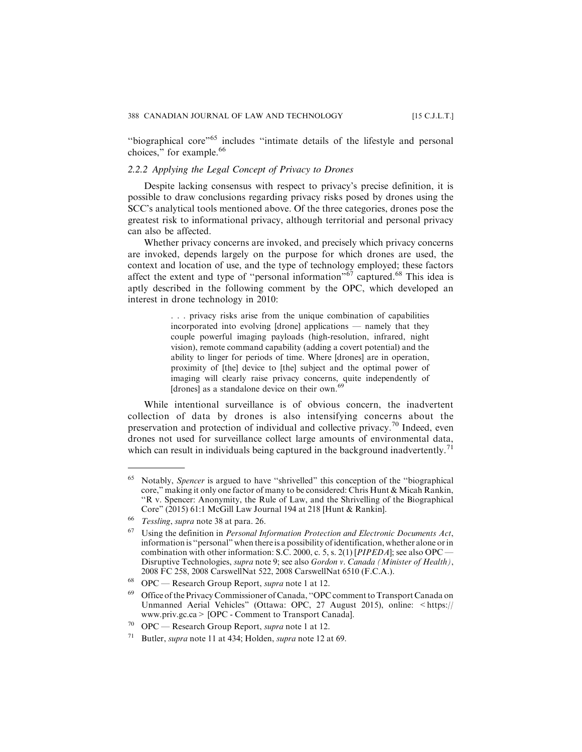"biographical core"[65] includes "intimate details of the lifestyle and personal choices," for example.[66]

### *2.2.2 Applying the Legal Concept of Privacy to Drones*

Despite lacking consensus with respect to privacy's precise definition, it is possible to draw conclusions regarding privacy risks posed by drones using the SCC's analytical tools mentioned above. Of the three categories, drones pose the greatest risk to informational privacy, although territorial and personal privacy can also be affected.

Whether privacy concerns are invoked, and precisely which privacy concerns are invoked, depends largely on the purpose for which drones are used, the context and location of use, and the type of technology employed; these factors affect the extent and type of "personal information"[67] captured.[68] This idea is aptly described in the following comment by the OPC, which developed an interest in drone technology in 2010:

> . . . privacy risks arise from the unique combination of capabilities incorporated into evolving [drone] applications — namely that they couple powerful imaging payloads (high-resolution, infrared, night vision), remote command capability (adding a covert potential) and the ability to linger for periods of time. Where [drones] are in operation, proximity of [the] device to [the] subject and the optimal power of imaging will clearly raise privacy concerns, quite independently of [drones] as a standalone device on their own.[69]

While intentional surveillance is of obvious concern, the inadvertent collection of data by drones is also intensifying concerns about the preservation and protection of individual and collective privacy.[70] Indeed, even drones not used for surveillance collect large amounts of environmental data, which can result in individuals being captured in the background inadvertently.[71]

---

[65] Notably, *Spencer* is argued to have "shrivelled" this conception of the "biographical core," making it only one factor of many to be considered: Chris Hunt & Micah Rankin, "R v. Spencer: Anonymity, the Rule of Law, and the Shrivelling of the Biographical Core" (2015) 61:1 McGill Law Journal 194 at 218 [Hunt & Rankin].

[66] *Tessling*, *supra* note 38 at para. 26.

[67] Using the definition in *Personal Information Protection and Electronic Documents Act*, information is "personal" when there is a possibility of identification, whether alone or in combination with other information: S.C. 2000, c. 5, s. 2(1) [*PIPEDA*]; see also OPC — Disruptive Technologies, *supra* note 9; see also *Gordon v. Canada (Minister of Health)*, 2008 FC 258, 2008 CarswellNat 522, 2008 CarswellNat 6510 (F.C.A.).

[68] OPC — Research Group Report, *supra* note 1 at 12.

[69] Office of the Privacy Commissioner of Canada, "OPC comment to Transport Canada on Unmanned Aerial Vehicles" (Ottawa: OPC, 27 August 2015), online: < https://www.priv.gc.ca > [OPC - Comment to Transport Canada].

[70] OPC — Research Group Report, *supra* note 1 at 12.

[71] Butler, *supra* note 11 at 434; Holden, *supra* note 12 at 69.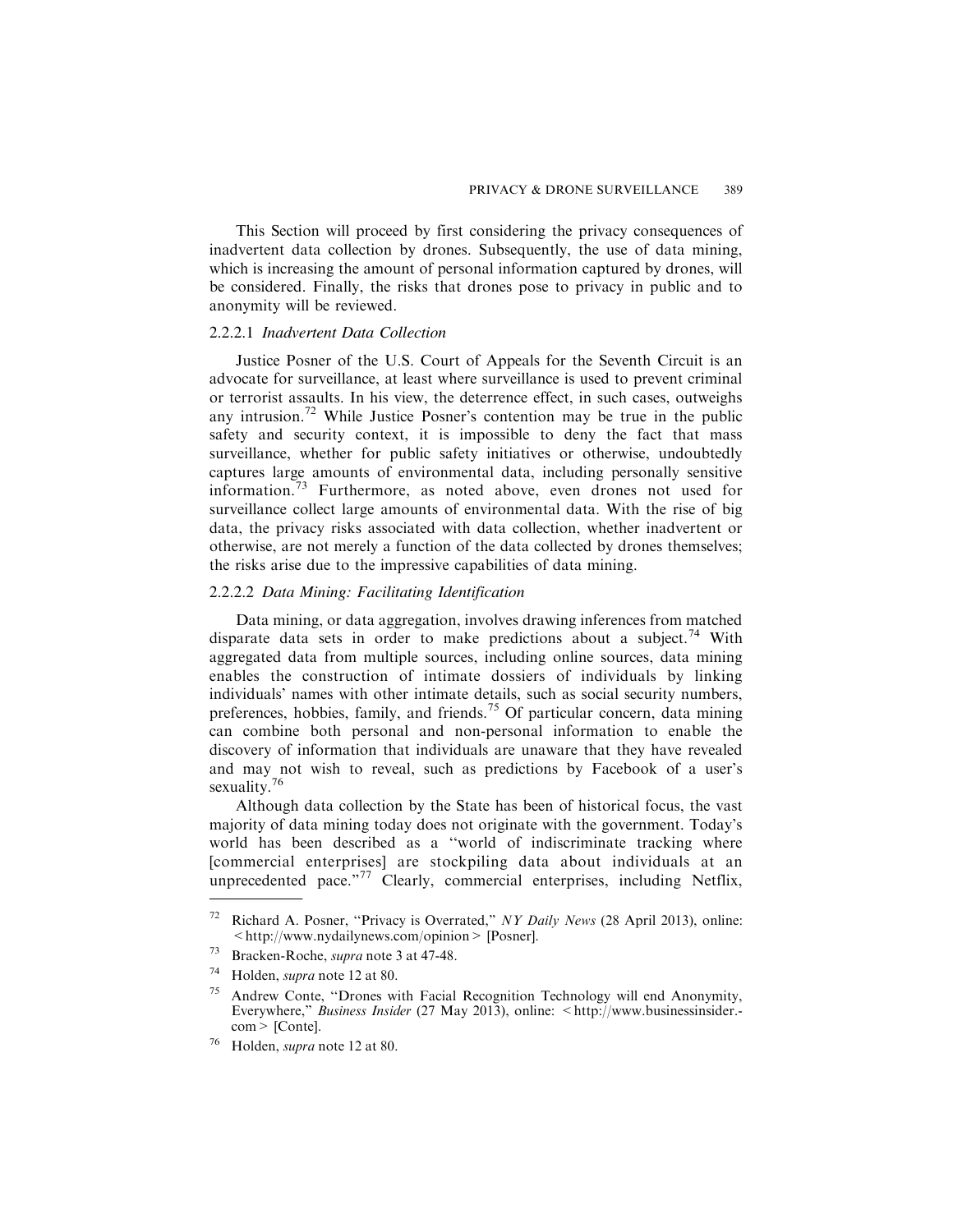This Section will proceed by first considering the privacy consequences of inadvertent data collection by drones. Subsequently, the use of data mining, which is increasing the amount of personal information captured by drones, will be considered. Finally, the risks that drones pose to privacy in public and to anonymity will be reviewed.

#### 2.2.2.1 *Inadvertent Data Collection*

Justice Posner of the U.S. Court of Appeals for the Seventh Circuit is an advocate for surveillance, at least where surveillance is used to prevent criminal or terrorist assaults. In his view, the deterrence effect, in such cases, outweighs any intrusion.[72] While Justice Posner's contention may be true in the public safety and security context, it is impossible to deny the fact that mass surveillance, whether for public safety initiatives or otherwise, undoubtedly captures large amounts of environmental data, including personally sensitive information.[73] Furthermore, as noted above, even drones not used for surveillance collect large amounts of environmental data. With the rise of big data, the privacy risks associated with data collection, whether inadvertent or otherwise, are not merely a function of the data collected by drones themselves; the risks arise due to the impressive capabilities of data mining.

#### 2.2.2.2 *Data Mining: Facilitating Identification*

Data mining, or data aggregation, involves drawing inferences from matched disparate data sets in order to make predictions about a subject.[74] With aggregated data from multiple sources, including online sources, data mining enables the construction of intimate dossiers of individuals by linking individuals' names with other intimate details, such as social security numbers, preferences, hobbies, family, and friends.[75] Of particular concern, data mining can combine both personal and non-personal information to enable the discovery of information that individuals are unaware that they have revealed and may not wish to reveal, such as predictions by Facebook of a user's sexuality.[76]

Although data collection by the State has been of historical focus, the vast majority of data mining today does not originate with the government. Today's world has been described as a "world of indiscriminate tracking where [commercial enterprises] are stockpiling data about individuals at an unprecedented pace."[77] Clearly, commercial enterprises, including Netflix,

---

[72] Richard A. Posner, "Privacy is Overrated," *NY Daily News* (28 April 2013), online: <http://www.nydailynews.com/opinion> [Posner].

[73] Bracken-Roche, *supra* note 3 at 47-48.

[74] Holden, *supra* note 12 at 80.

[75] Andrew Conte, "Drones with Facial Recognition Technology will end Anonymity, Everywhere," *Business Insider* (27 May 2013), online: <http://www.businessinsider.com> [Conte].

[76] Holden, *supra* note 12 at 80.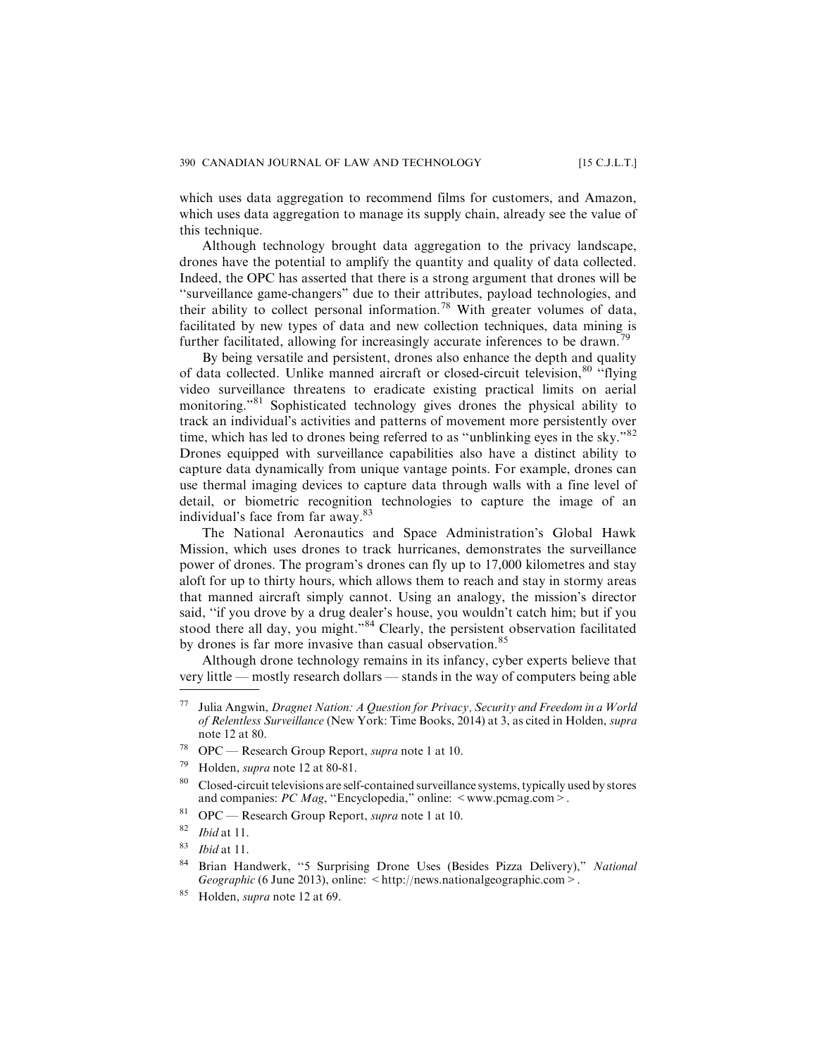which uses data aggregation to recommend films for customers, and Amazon, which uses data aggregation to manage its supply chain, already see the value of this technique.

Although technology brought data aggregation to the privacy landscape, drones have the potential to amplify the quantity and quality of data collected. Indeed, the OPC has asserted that there is a strong argument that drones will be "surveillance game-changers" due to their attributes, payload technologies, and their ability to collect personal information.[78] With greater volumes of data, facilitated by new types of data and new collection techniques, data mining is further facilitated, allowing for increasingly accurate inferences to be drawn.[79]

By being versatile and persistent, drones also enhance the depth and quality of data collected. Unlike manned aircraft or closed-circuit television,[80] "flying video surveillance threatens to eradicate existing practical limits on aerial monitoring."[81] Sophisticated technology gives drones the physical ability to track an individual's activities and patterns of movement more persistently over time, which has led to drones being referred to as "unblinking eyes in the sky."[82] Drones equipped with surveillance capabilities also have a distinct ability to capture data dynamically from unique vantage points. For example, drones can use thermal imaging devices to capture data through walls with a fine level of detail, or biometric recognition technologies to capture the image of an individual's face from far away.[83]

The National Aeronautics and Space Administration's Global Hawk Mission, which uses drones to track hurricanes, demonstrates the surveillance power of drones. The program's drones can fly up to 17,000 kilometres and stay aloft for up to thirty hours, which allows them to reach and stay in stormy areas that manned aircraft simply cannot. Using an analogy, the mission's director said, "if you drove by a drug dealer's house, you wouldn't catch him; but if you stood there all day, you might."[84] Clearly, the persistent observation facilitated by drones is far more invasive than casual observation.[85]

Although drone technology remains in its infancy, cyber experts believe that very little — mostly research dollars — stands in the way of computers being able

---

[77] Julia Angwin, *Dragnet Nation: A Question for Privacy, Security and Freedom in a World of Relentless Surveillance* (New York: Time Books, 2014) at 3, as cited in Holden, *supra* note 12 at 80.

[78] OPC — Research Group Report, *supra* note 1 at 10.

[79] Holden, *supra* note 12 at 80-81.

[80] Closed-circuit televisions are self-contained surveillance systems, typically used by stores and companies: *PC Mag*, "Encyclopedia," online: < www.pcmag.com >.

[81] OPC — Research Group Report, *supra* note 1 at 10.

[82] *Ibid* at 11.

[83] *Ibid* at 11.

[84] Brian Handwerk, "5 Surprising Drone Uses (Besides Pizza Delivery)," *National Geographic* (6 June 2013), online: < http://news.nationalgeographic.com >.

[85] Holden, *supra* note 12 at 69.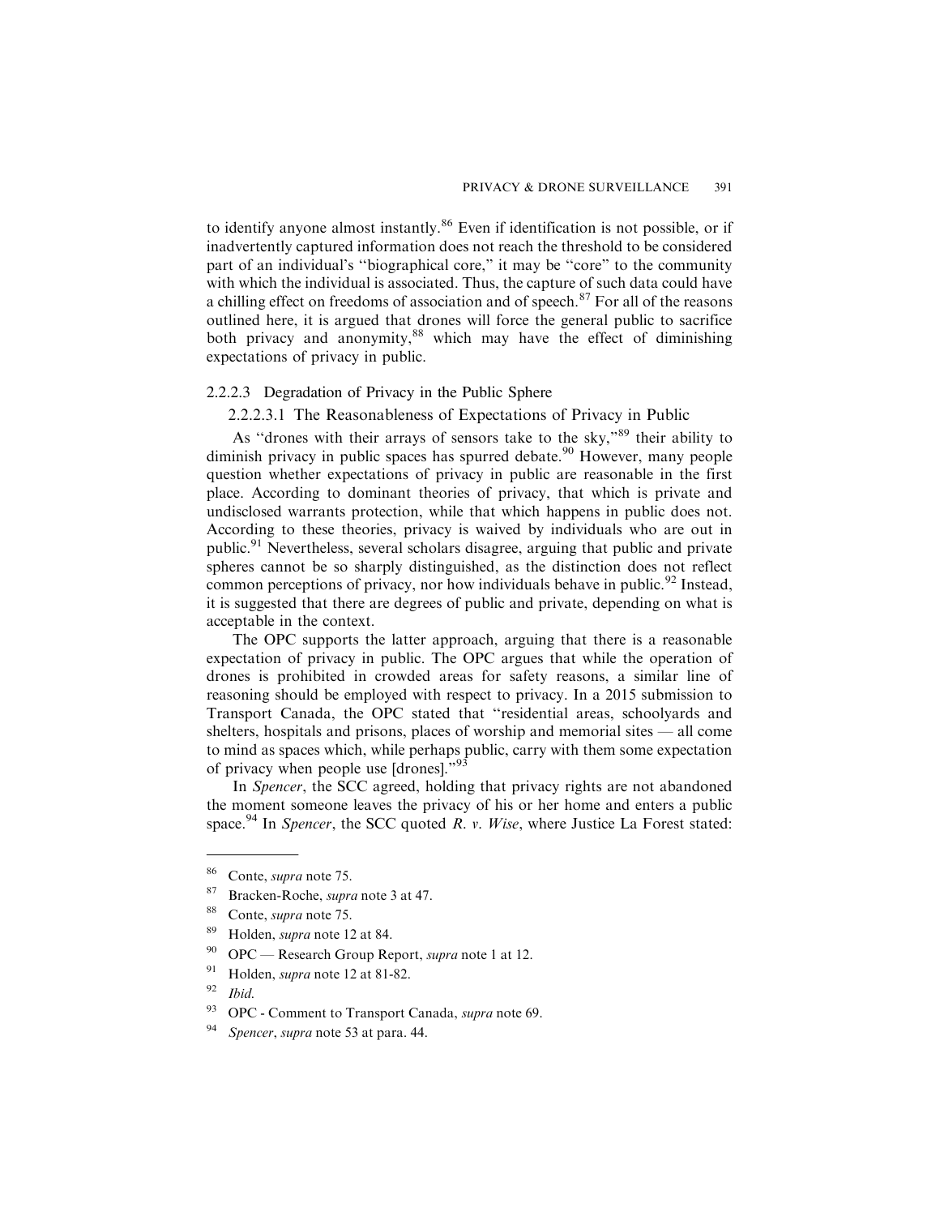to identify anyone almost instantly.[86] Even if identification is not possible, or if inadvertently captured information does not reach the threshold to be considered part of an individual's "biographical core," it may be "core" to the community with which the individual is associated. Thus, the capture of such data could have a chilling effect on freedoms of association and of speech.[87] For all of the reasons outlined here, it is argued that drones will force the general public to sacrifice both privacy and anonymity,[88] which may have the effect of diminishing expectations of privacy in public.

#### 2.2.2.3 Degradation of Privacy in the Public Sphere

##### 2.2.2.3.1 The Reasonableness of Expectations of Privacy in Public

As "drones with their arrays of sensors take to the sky,"[89] their ability to diminish privacy in public spaces has spurred debate.[90] However, many people question whether expectations of privacy in public are reasonable in the first place. According to dominant theories of privacy, that which is private and undisclosed warrants protection, while that which happens in public does not. According to these theories, privacy is waived by individuals who are out in public.[91] Nevertheless, several scholars disagree, arguing that public and private spheres cannot be so sharply distinguished, as the distinction does not reflect common perceptions of privacy, nor how individuals behave in public.[92] Instead, it is suggested that there are degrees of public and private, depending on what is acceptable in the context.

The OPC supports the latter approach, arguing that there is a reasonable expectation of privacy in public. The OPC argues that while the operation of drones is prohibited in crowded areas for safety reasons, a similar line of reasoning should be employed with respect to privacy. In a 2015 submission to Transport Canada, the OPC stated that "residential areas, schoolyards and shelters, hospitals and prisons, places of worship and memorial sites — all come to mind as spaces which, while perhaps public, carry with them some expectation of privacy when people use [drones]."[93]

In *Spencer*, the SCC agreed, holding that privacy rights are not abandoned the moment someone leaves the privacy of his or her home and enters a public space.[94] In *Spencer*, the SCC quoted *R. v. Wise*, where Justice La Forest stated:

---

[86] Conte, *supra* note 75.

[87] Bracken-Roche, *supra* note 3 at 47.

[88] Conte, *supra* note 75.

[89] Holden, *supra* note 12 at 84.

[90] OPC — Research Group Report, *supra* note 1 at 12.

[91] Holden, *supra* note 12 at 81-82.

[92] *Ibid.*

[93] OPC - Comment to Transport Canada, *supra* note 69.

[94] *Spencer*, *supra* note 53 at para. 44.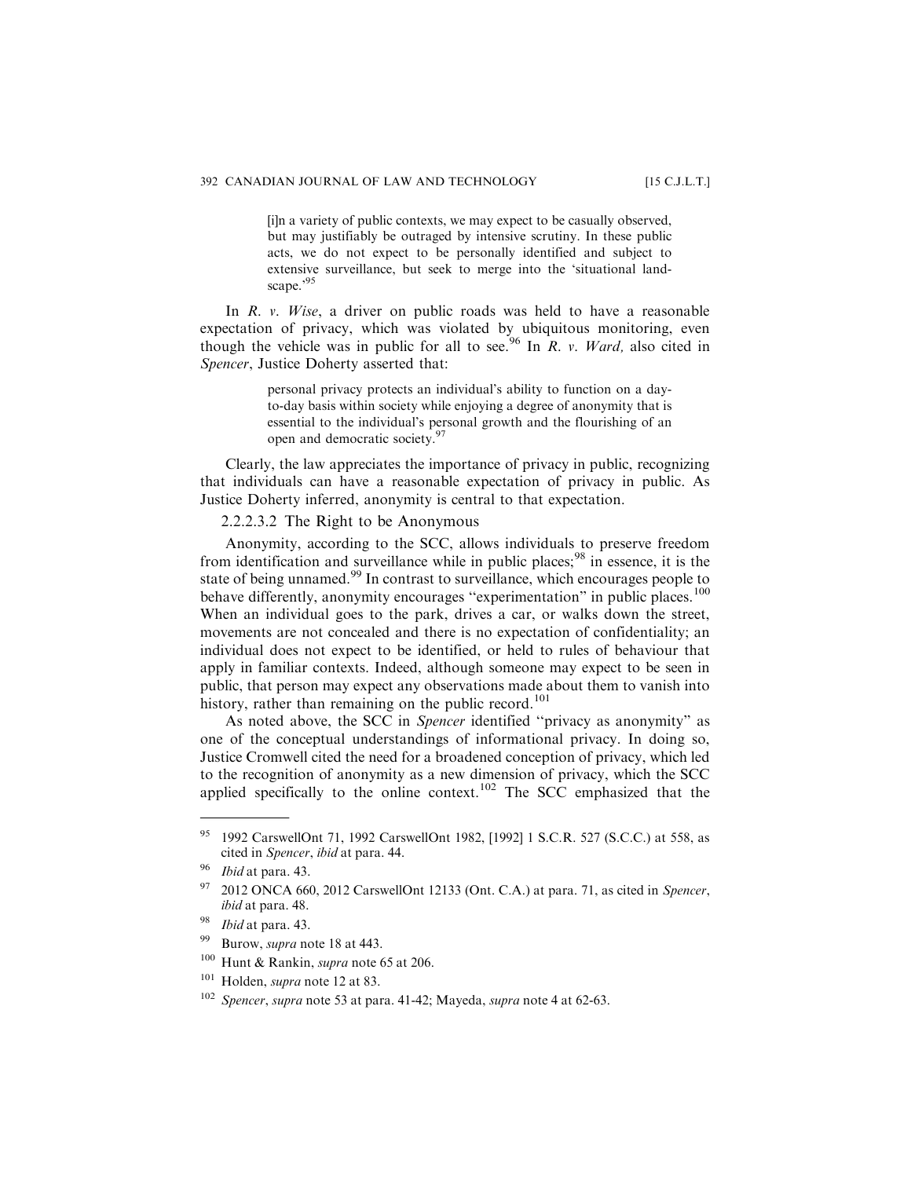> [i]n a variety of public contexts, we may expect to be casually observed, but may justifiably be outraged by intensive scrutiny. In these public acts, we do not expect to be personally identified and subject to extensive surveillance, but seek to merge into the 'situational landscape.'[95]

In *R. v. Wise*, a driver on public roads was held to have a reasonable expectation of privacy, which was violated by ubiquitous monitoring, even though the vehicle was in public for all to see.[96] In *R. v. Ward,* also cited in *Spencer*, Justice Doherty asserted that:

> personal privacy protects an individual's ability to function on a day-to-day basis within society while enjoying a degree of anonymity that is essential to the individual's personal growth and the flourishing of an open and democratic society.[97]

Clearly, the law appreciates the importance of privacy in public, recognizing that individuals can have a reasonable expectation of privacy in public. As Justice Doherty inferred, anonymity is central to that expectation.

#### 2.2.2.3.2 The Right to be Anonymous

Anonymity, according to the SCC, allows individuals to preserve freedom from identification and surveillance while in public places;[98] in essence, it is the state of being unnamed.[99] In contrast to surveillance, which encourages people to behave differently, anonymity encourages "experimentation" in public places.[100] When an individual goes to the park, drives a car, or walks down the street, movements are not concealed and there is no expectation of confidentiality; an individual does not expect to be identified, or held to rules of behaviour that apply in familiar contexts. Indeed, although someone may expect to be seen in public, that person may expect any observations made about them to vanish into history, rather than remaining on the public record.[101]

As noted above, the SCC in *Spencer* identified "privacy as anonymity" as one of the conceptual understandings of informational privacy. In doing so, Justice Cromwell cited the need for a broadened conception of privacy, which led to the recognition of anonymity as a new dimension of privacy, which the SCC applied specifically to the online context.[102] The SCC emphasized that the

---

[95] 1992 CarswellOnt 71, 1992 CarswellOnt 1982, [1992] 1 S.C.R. 527 (S.C.C.) at 558, as cited in *Spencer*, *ibid* at para. 44.

[96] *Ibid* at para. 43.

[97] 2012 ONCA 660, 2012 CarswellOnt 12133 (Ont. C.A.) at para. 71, as cited in *Spencer*, *ibid* at para. 48.

[98] *Ibid* at para. 43.

[99] Burow, *supra* note 18 at 443.

[100] Hunt & Rankin, *supra* note 65 at 206.

[101] Holden, *supra* note 12 at 83.

[102] *Spencer*, *supra* note 53 at para. 41-42; Mayeda, *supra* note 4 at 62-63.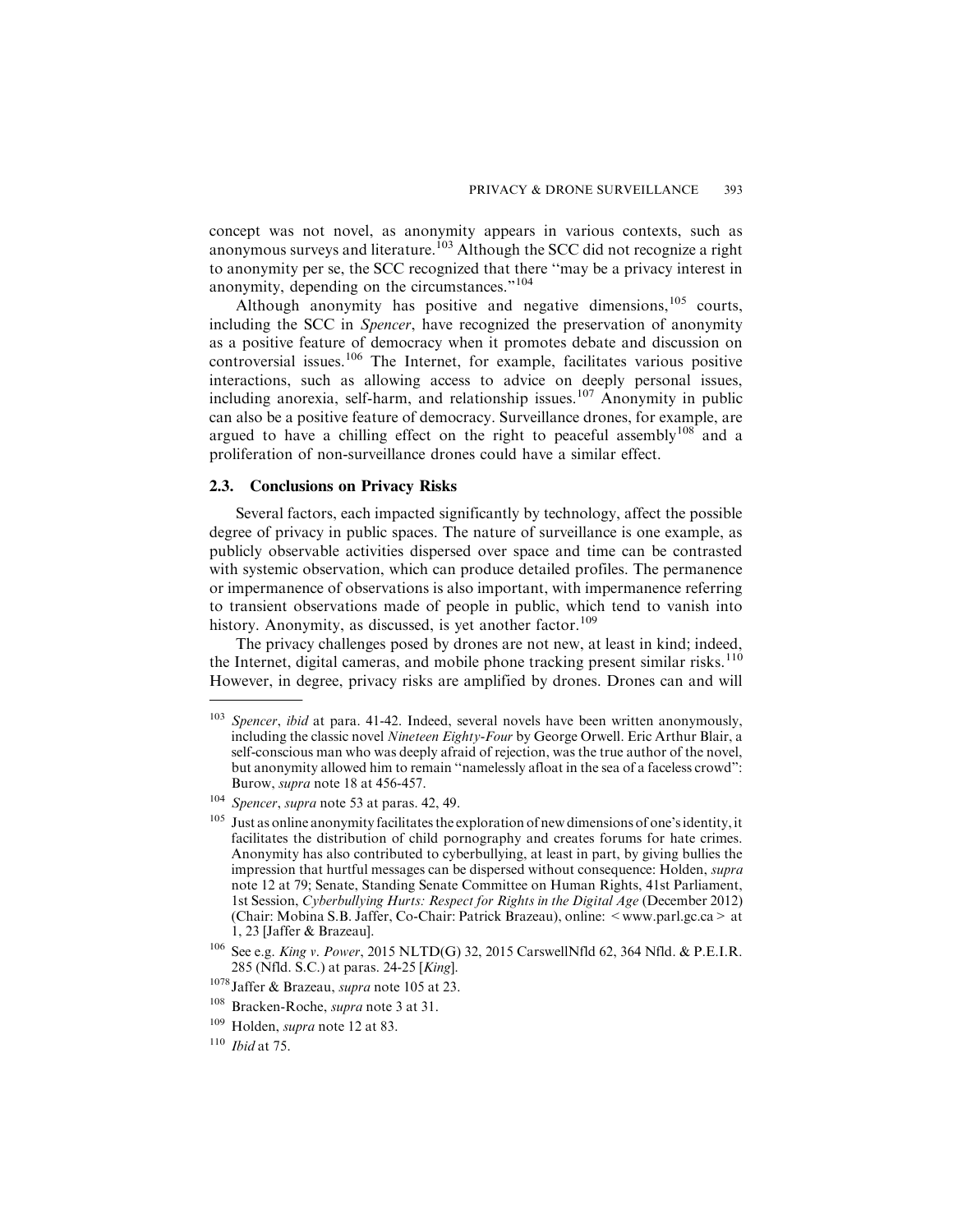concept was not novel, as anonymity appears in various contexts, such as anonymous surveys and literature.[103] Although the SCC did not recognize a right to anonymity per se, the SCC recognized that there "may be a privacy interest in anonymity, depending on the circumstances."[104]

Although anonymity has positive and negative dimensions,[105] courts, including the SCC in *Spencer*, have recognized the preservation of anonymity as a positive feature of democracy when it promotes debate and discussion on controversial issues.[106] The Internet, for example, facilitates various positive interactions, such as allowing access to advice on deeply personal issues, including anorexia, self-harm, and relationship issues.[107] Anonymity in public can also be a positive feature of democracy. Surveillance drones, for example, are argued to have a chilling effect on the right to peaceful assembly[108] and a proliferation of non-surveillance drones could have a similar effect.

### 2.3. Conclusions on Privacy Risks

Several factors, each impacted significantly by technology, affect the possible degree of privacy in public spaces. The nature of surveillance is one example, as publicly observable activities dispersed over space and time can be contrasted with systemic observation, which can produce detailed profiles. The permanence or impermanence of observations is also important, with impermanence referring to transient observations made of people in public, which tend to vanish into history. Anonymity, as discussed, is yet another factor.[109]

The privacy challenges posed by drones are not new, at least in kind; indeed, the Internet, digital cameras, and mobile phone tracking present similar risks.[110] However, in degree, privacy risks are amplified by drones. Drones can and will

---

[103] *Spencer*, *ibid* at para. 41-42. Indeed, several novels have been written anonymously, including the classic novel *Nineteen Eighty-Four* by George Orwell. Eric Arthur Blair, a self-conscious man who was deeply afraid of rejection, was the true author of the novel, but anonymity allowed him to remain "namelessly afloat in the sea of a faceless crowd": Burow, *supra* note 18 at 456-457.

[104] *Spencer*, *supra* note 53 at paras. 42, 49.

[105] Just as online anonymity facilitates the exploration of new dimensions of one's identity, it facilitates the distribution of child pornography and creates forums for hate crimes. Anonymity has also contributed to cyberbullying, at least in part, by giving bullies the impression that hurtful messages can be dispersed without consequence: Holden, *supra* note 12 at 79; Senate, Standing Senate Committee on Human Rights, 41st Parliament, 1st Session, *Cyberbullying Hurts: Respect for Rights in the Digital Age* (December 2012) (Chair: Mobina S.B. Jaffer, Co-Chair: Patrick Brazeau), online: < www.parl.gc.ca > at 1, 23 [Jaffer & Brazeau].

[106] See e.g. *King v. Power*, 2015 NLTD(G) 32, 2015 CarswellNfld 62, 364 Nfld. & P.E.I.R. 285 (Nfld. S.C.) at paras. 24-25 [*King*].

[1078] Jaffer & Brazeau, *supra* note 105 at 23.

[108] Bracken-Roche, *supra* note 3 at 31.

[109] Holden, *supra* note 12 at 83.

[110] *Ibid* at 75.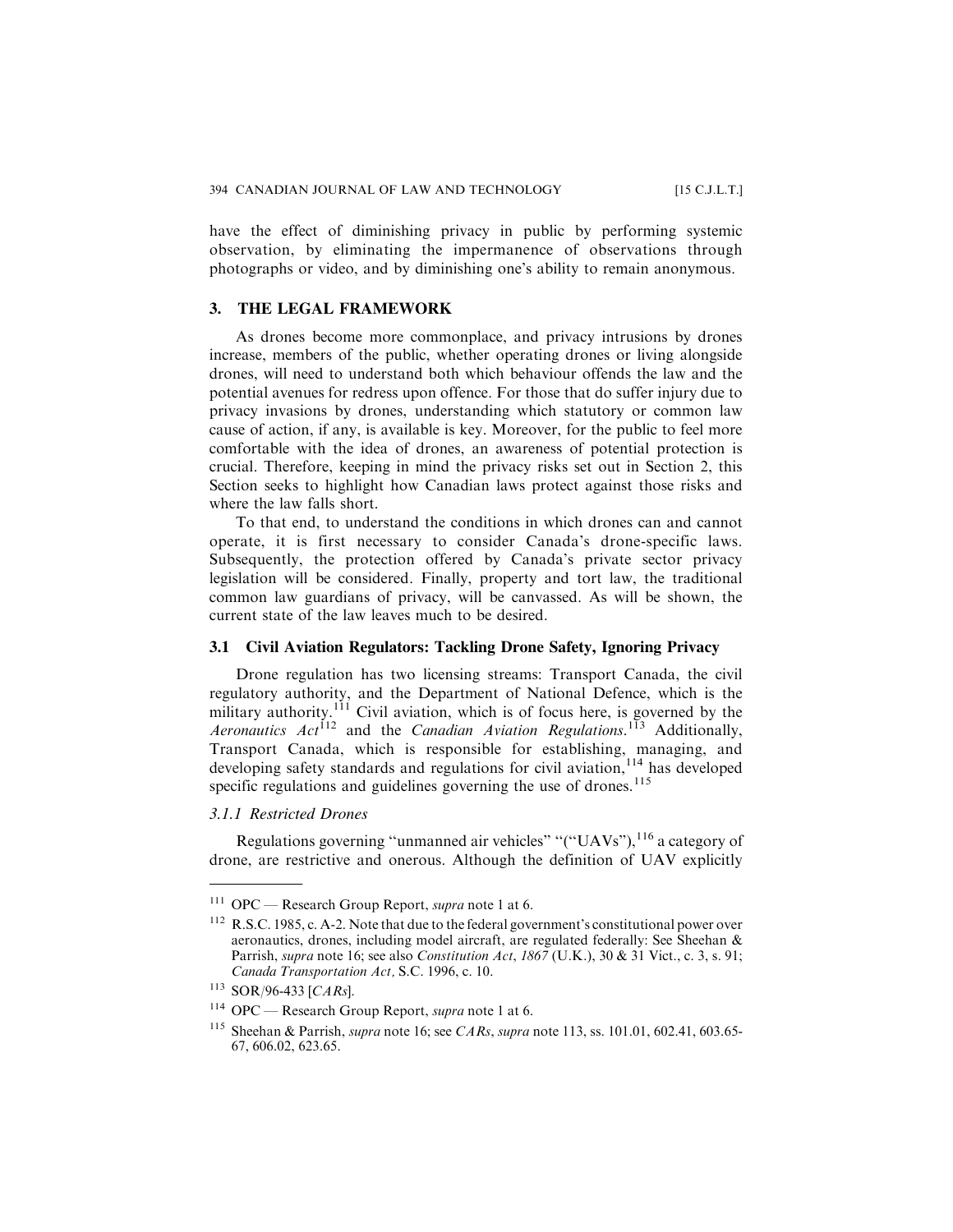have the effect of diminishing privacy in public by performing systemic observation, by eliminating the impermanence of observations through photographs or video, and by diminishing one's ability to remain anonymous.

## 3. THE LEGAL FRAMEWORK

As drones become more commonplace, and privacy intrusions by drones increase, members of the public, whether operating drones or living alongside drones, will need to understand both which behaviour offends the law and the potential avenues for redress upon offence. For those that do suffer injury due to privacy invasions by drones, understanding which statutory or common law cause of action, if any, is available is key. Moreover, for the public to feel more comfortable with the idea of drones, an awareness of potential protection is crucial. Therefore, keeping in mind the privacy risks set out in Section 2, this Section seeks to highlight how Canadian laws protect against those risks and where the law falls short.

To that end, to understand the conditions in which drones can and cannot operate, it is first necessary to consider Canada's drone-specific laws. Subsequently, the protection offered by Canada's private sector privacy legislation will be considered. Finally, property and tort law, the traditional common law guardians of privacy, will be canvassed. As will be shown, the current state of the law leaves much to be desired.

### 3.1 Civil Aviation Regulators: Tackling Drone Safety, Ignoring Privacy

Drone regulation has two licensing streams: Transport Canada, the civil regulatory authority, and the Department of National Defence, which is the military authority.[111] Civil aviation, which is of focus here, is governed by the *Aeronautics Act*[112] and the *Canadian Aviation Regulations*.[113] Additionally, Transport Canada, which is responsible for establishing, managing, and developing safety standards and regulations for civil aviation,[114] has developed specific regulations and guidelines governing the use of drones.[115]

#### *3.1.1 Restricted Drones*

Regulations governing "unmanned air vehicles" "("UAVs"),[116] a category of drone, are restrictive and onerous. Although the definition of UAV explicitly

---

[111] OPC — Research Group Report, *supra* note 1 at 6.

[112] R.S.C. 1985, c. A-2. Note that due to the federal government's constitutional power over aeronautics, drones, including model aircraft, are regulated federally: See Sheehan & Parrish, *supra* note 16; see also *Constitution Act*, *1867* (U.K.), 30 & 31 Vict., c. 3, s. 91; *Canada Transportation Act*, S.C. 1996, c. 10.

[113] SOR/96-433 [*CARs*].

[114] OPC — Research Group Report, *supra* note 1 at 6.

[115] Sheehan & Parrish, *supra* note 16; see *CARs*, *supra* note 113, ss. 101.01, 602.41, 603.65-67, 606.02, 623.65.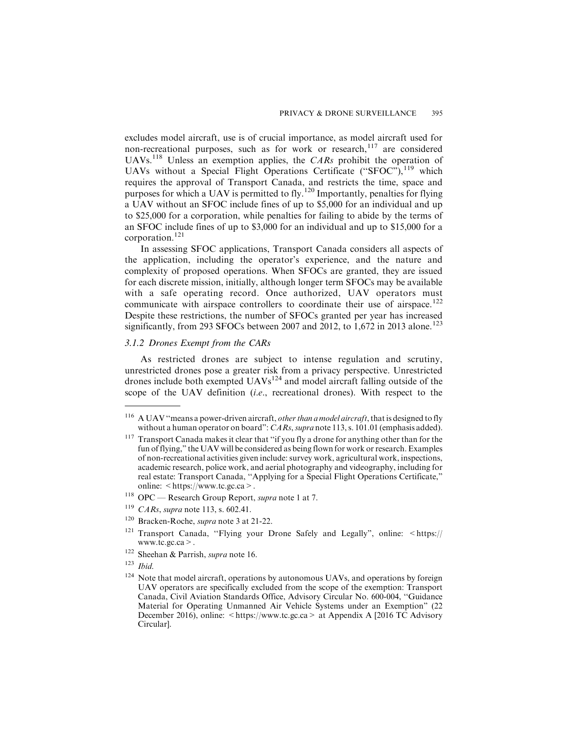excludes model aircraft, use is of crucial importance, as model aircraft used for non-recreational purposes, such as for work or research,[117] are considered UAVs.[118] Unless an exemption applies, the *CARs* prohibit the operation of UAVs without a Special Flight Operations Certificate ("SFOC"),[119] which requires the approval of Transport Canada, and restricts the time, space and purposes for which a UAV is permitted to fly.[120] Importantly, penalties for flying a UAV without an SFOC include fines of up to $5,000 for an individual and up to $25,000 for a corporation, while penalties for failing to abide by the terms of an SFOC include fines of up to $3,000 for an individual and up to $15,000 for a corporation.[121]

In assessing SFOC applications, Transport Canada considers all aspects of the application, including the operator's experience, and the nature and complexity of proposed operations. When SFOCs are granted, they are issued for each discrete mission, initially, although longer term SFOCs may be available with a safe operating record. Once authorized, UAV operators must communicate with airspace controllers to coordinate their use of airspace.[122] Despite these restrictions, the number of SFOCs granted per year has increased significantly, from 293 SFOCs between 2007 and 2012, to 1,672 in 2013 alone.[123]

### *3.1.2 Drones Exempt from the CARs*

As restricted drones are subject to intense regulation and scrutiny, unrestricted drones pose a greater risk from a privacy perspective. Unrestricted drones include both exempted UAVs[124] and model aircraft falling outside of the scope of the UAV definition (*i.e.*, recreational drones). With respect to the

---

[116] A UAV "means a power-driven aircraft, *other than a model aircraft*, that is designed to fly without a human operator on board": *CARs*, *supra* note 113, s. 101.01 (emphasis added).

[117] Transport Canada makes it clear that "if you fly a drone for anything other than for the fun of flying," the UAV will be considered as being flown for work or research. Examples of non-recreational activities given include: survey work, agricultural work, inspections, academic research, police work, and aerial photography and videography, including for real estate: Transport Canada, "Applying for a Special Flight Operations Certificate," online: < https://www.tc.gc.ca >.

[118] OPC — Research Group Report, *supra* note 1 at 7.

[119] *CARs*, *supra* note 113, s. 602.41.

[120] Bracken-Roche, *supra* note 3 at 21-22.

[121] Transport Canada, "Flying your Drone Safely and Legally", online: < https://www.tc.gc.ca >.

[122] Sheehan & Parrish, *supra* note 16.

[123] *Ibid.*

[124] Note that model aircraft, operations by autonomous UAVs, and operations by foreign UAV operators are specifically excluded from the scope of the exemption: Transport Canada, Civil Aviation Standards Office, Advisory Circular No. 600-004, "Guidance Material for Operating Unmanned Air Vehicle Systems under an Exemption" (22 December 2016), online: < https://www.tc.gc.ca > at Appendix A [2016 TC Advisory Circular].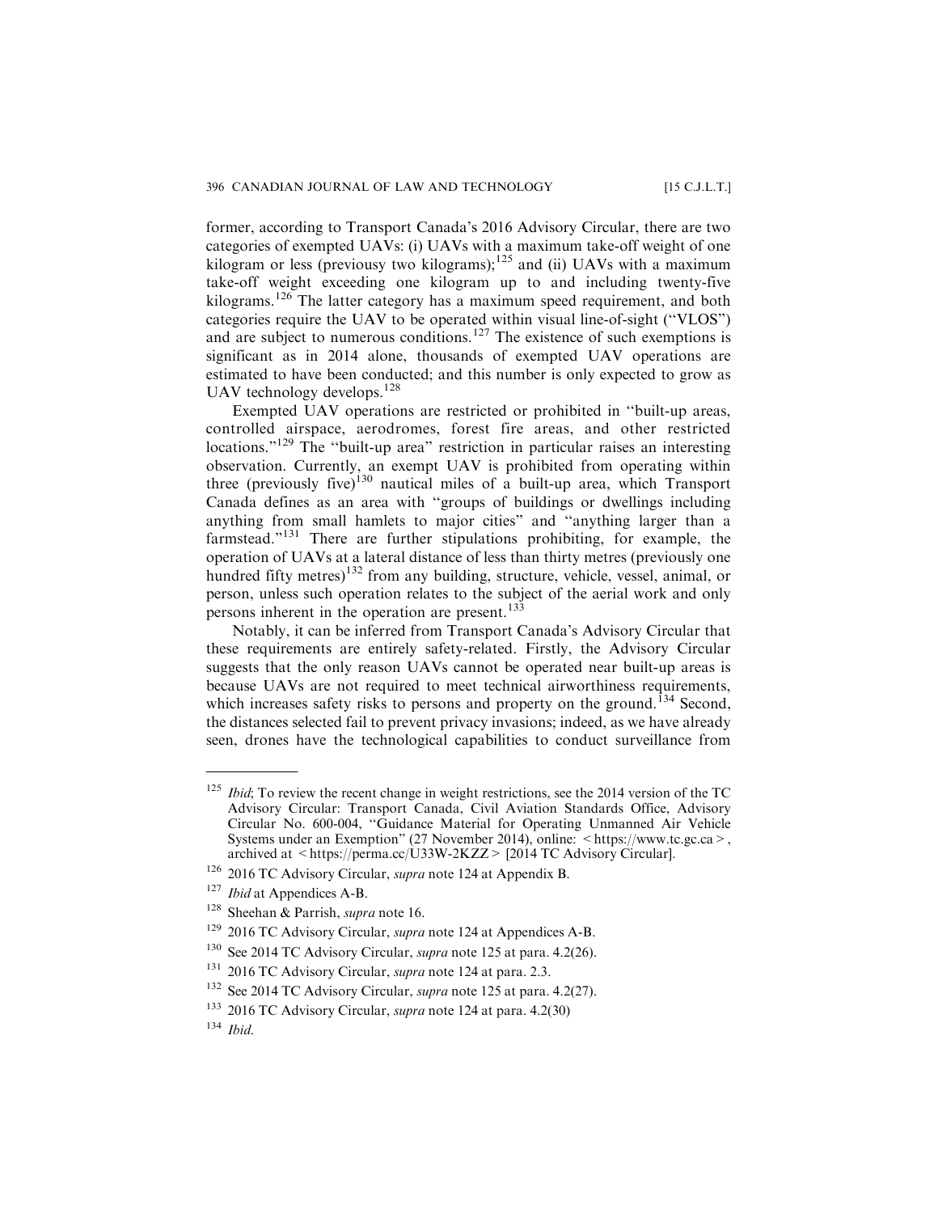former, according to Transport Canada's 2016 Advisory Circular, there are two categories of exempted UAVs: (i) UAVs with a maximum take-off weight of one kilogram or less (previousy two kilograms);[125] and (ii) UAVs with a maximum take-off weight exceeding one kilogram up to and including twenty-five kilograms.[126] The latter category has a maximum speed requirement, and both categories require the UAV to be operated within visual line-of-sight ("VLOS") and are subject to numerous conditions.[127] The existence of such exemptions is significant as in 2014 alone, thousands of exempted UAV operations are estimated to have been conducted; and this number is only expected to grow as UAV technology develops.[128]

Exempted UAV operations are restricted or prohibited in "built-up areas, controlled airspace, aerodromes, forest fire areas, and other restricted locations."[129] The "built-up area" restriction in particular raises an interesting observation. Currently, an exempt UAV is prohibited from operating within three (previously five)[130] nautical miles of a built-up area, which Transport Canada defines as an area with "groups of buildings or dwellings including anything from small hamlets to major cities" and "anything larger than a farmstead."[131] There are further stipulations prohibiting, for example, the operation of UAVs at a lateral distance of less than thirty metres (previously one hundred fifty metres)[132] from any building, structure, vehicle, vessel, animal, or person, unless such operation relates to the subject of the aerial work and only persons inherent in the operation are present.[133]

Notably, it can be inferred from Transport Canada's Advisory Circular that these requirements are entirely safety-related. Firstly, the Advisory Circular suggests that the only reason UAVs cannot be operated near built-up areas is because UAVs are not required to meet technical airworthiness requirements, which increases safety risks to persons and property on the ground.[134] Second, the distances selected fail to prevent privacy invasions; indeed, as we have already seen, drones have the technological capabilities to conduct surveillance from

---

[125] *Ibid*; To review the recent change in weight restrictions, see the 2014 version of the TC Advisory Circular: Transport Canada, Civil Aviation Standards Office, Advisory Circular No. 600-004, "Guidance Material for Operating Unmanned Air Vehicle Systems under an Exemption" (27 November 2014), online: <https://www.tc.gc.ca>, archived at <https://perma.cc/U33W-2KZZ> [2014 TC Advisory Circular].

[126] 2016 TC Advisory Circular, *supra* note 124 at Appendix B.

[127] *Ibid* at Appendices A-B.

[128] Sheehan & Parrish, *supra* note 16.

[129] 2016 TC Advisory Circular, *supra* note 124 at Appendices A-B.

[130] See 2014 TC Advisory Circular, *supra* note 125 at para. 4.2(26).

[131] 2016 TC Advisory Circular, *supra* note 124 at para. 2.3.

[132] See 2014 TC Advisory Circular, *supra* note 125 at para. 4.2(27).

[133] 2016 TC Advisory Circular, *supra* note 124 at para. 4.2(30)

[134] *Ibid*.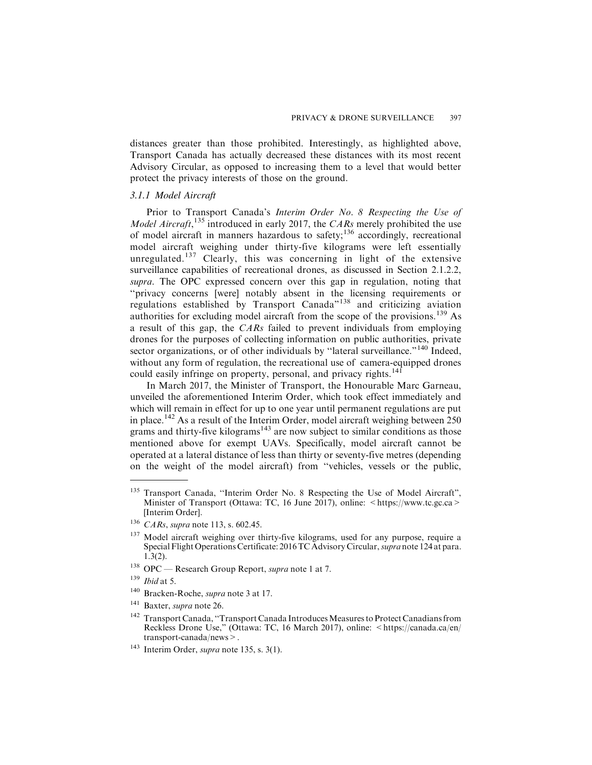distances greater than those prohibited. Interestingly, as highlighted above, Transport Canada has actually decreased these distances with its most recent Advisory Circular, as opposed to increasing them to a level that would better protect the privacy interests of those on the ground.

### *3.1.1 Model Aircraft*

Prior to Transport Canada's *Interim Order No. 8 Respecting the Use of Model Aircraft*,[135] introduced in early 2017, the *CARs* merely prohibited the use of model aircraft in manners hazardous to safety;[136] accordingly, recreational model aircraft weighing under thirty-five kilograms were left essentially unregulated.[137] Clearly, this was concerning in light of the extensive surveillance capabilities of recreational drones, as discussed in Section 2.1.2.2, *supra*. The OPC expressed concern over this gap in regulation, noting that "privacy concerns [were] notably absent in the licensing requirements or regulations established by Transport Canada"[138] and criticizing aviation authorities for excluding model aircraft from the scope of the provisions.[139] As a result of this gap, the *CARs* failed to prevent individuals from employing drones for the purposes of collecting information on public authorities, private sector organizations, or of other individuals by "lateral surveillance."[140] Indeed, without any form of regulation, the recreational use of camera-equipped drones could easily infringe on property, personal, and privacy rights.[141]

In March 2017, the Minister of Transport, the Honourable Marc Garneau, unveiled the aforementioned Interim Order, which took effect immediately and which will remain in effect for up to one year until permanent regulations are put in place.[142] As a result of the Interim Order, model aircraft weighing between 250 grams and thirty-five kilograms[143] are now subject to similar conditions as those mentioned above for exempt UAVs. Specifically, model aircraft cannot be operated at a lateral distance of less than thirty or seventy-five metres (depending on the weight of the model aircraft) from "vehicles, vessels or the public,

---

[135] Transport Canada, "Interim Order No. 8 Respecting the Use of Model Aircraft", Minister of Transport (Ottawa: TC, 16 June 2017), online: < https://www.tc.gc.ca > [Interim Order].

[136] *CARs*, *supra* note 113, s. 602.45.

[137] Model aircraft weighing over thirty-five kilograms, used for any purpose, require a Special Flight Operations Certificate: 2016 TC Advisory Circular, *supra* note 124 at para. 1.3(2).

[138] OPC — Research Group Report, *supra* note 1 at 7.

[139] *Ibid* at 5.

[140] Bracken-Roche, *supra* note 3 at 17.

[141] Baxter, *supra* note 26.

[142] Transport Canada, "Transport Canada Introduces Measures to Protect Canadians from Reckless Drone Use," (Ottawa: TC, 16 March 2017), online: < https://canada.ca/en/transport-canada/news >.

[143] Interim Order, *supra* note 135, s. 3(1).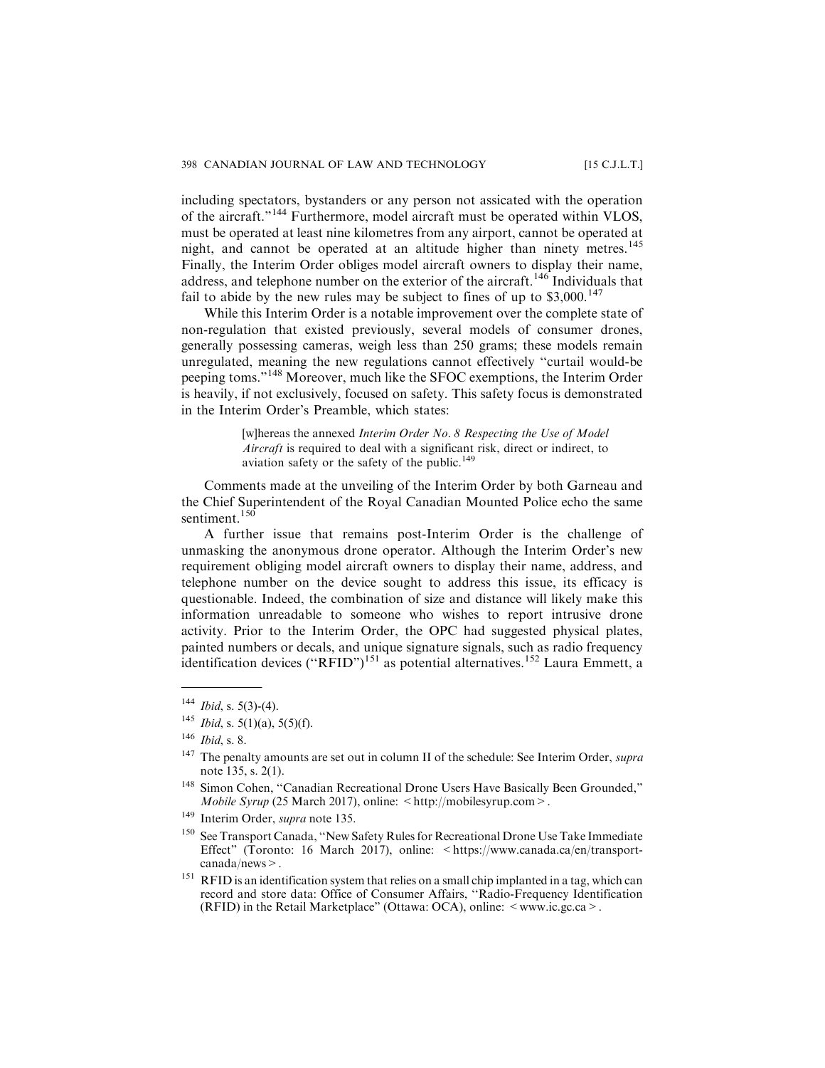including spectators, bystanders or any person not assicated with the operation of the aircraft."[144] Furthermore, model aircraft must be operated within VLOS, must be operated at least nine kilometres from any airport, cannot be operated at night, and cannot be operated at an altitude higher than ninety metres.[145] Finally, the Interim Order obliges model aircraft owners to display their name, address, and telephone number on the exterior of the aircraft.[146] Individuals that fail to abide by the new rules may be subject to fines of up to $3,000.[147]

While this Interim Order is a notable improvement over the complete state of non-regulation that existed previously, several models of consumer drones, generally possessing cameras, weigh less than 250 grams; these models remain unregulated, meaning the new regulations cannot effectively "curtail would-be peeping toms."[148] Moreover, much like the SFOC exemptions, the Interim Order is heavily, if not exclusively, focused on safety. This safety focus is demonstrated in the Interim Order's Preamble, which states:

> [w]hereas the annexed *Interim Order No. 8 Respecting the Use of Model Aircraft* is required to deal with a significant risk, direct or indirect, to aviation safety or the safety of the public.[149]

Comments made at the unveiling of the Interim Order by both Garneau and the Chief Superintendent of the Royal Canadian Mounted Police echo the same sentiment.[150]

A further issue that remains post-Interim Order is the challenge of unmasking the anonymous drone operator. Although the Interim Order's new requirement obliging model aircraft owners to display their name, address, and telephone number on the device sought to address this issue, its efficacy is questionable. Indeed, the combination of size and distance will likely make this information unreadable to someone who wishes to report intrusive drone activity. Prior to the Interim Order, the OPC had suggested physical plates, painted numbers or decals, and unique signature signals, such as radio frequency identification devices ("RFID")[151] as potential alternatives.[152] Laura Emmett, a

---

[144] *Ibid*, s. 5(3)-(4).

[145] *Ibid*, s. 5(1)(a), 5(5)(f).

[146] *Ibid*, s. 8.

[147] The penalty amounts are set out in column II of the schedule: See Interim Order, *supra* note 135, s. 2(1).

[148] Simon Cohen, "Canadian Recreational Drone Users Have Basically Been Grounded," *Mobile Syrup* (25 March 2017), online: < http://mobilesyrup.com >.

[149] Interim Order, *supra* note 135.

[150] See Transport Canada, "New Safety Rules for Recreational Drone Use Take Immediate Effect" (Toronto: 16 March 2017), online: < https://www.canada.ca/en/transport-canada/news >.

[151] RFID is an identification system that relies on a small chip implanted in a tag, which can record and store data: Office of Consumer Affairs, "Radio-Frequency Identification (RFID) in the Retail Marketplace" (Ottawa: OCA), online: < www.ic.gc.ca >.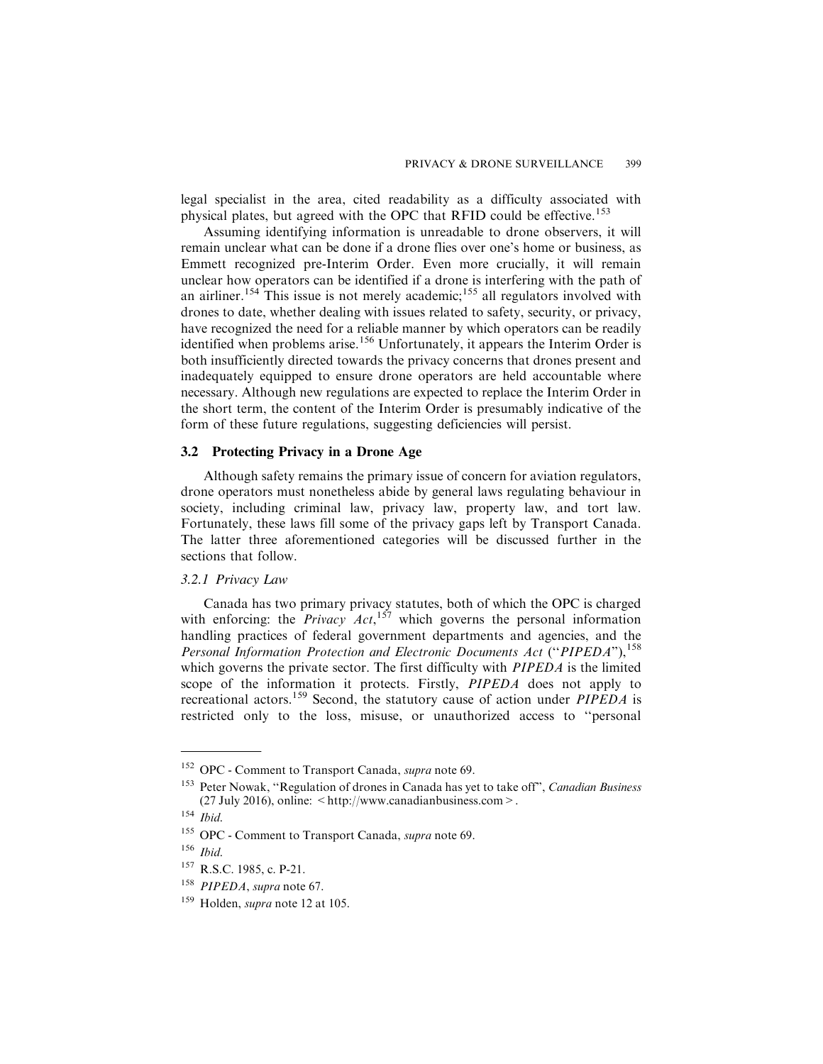legal specialist in the area, cited readability as a difficulty associated with physical plates, but agreed with the OPC that RFID could be effective.[153]

Assuming identifying information is unreadable to drone observers, it will remain unclear what can be done if a drone flies over one's home or business, as Emmett recognized pre-Interim Order. Even more crucially, it will remain unclear how operators can be identified if a drone is interfering with the path of an airliner.[154] This issue is not merely academic;[155] all regulators involved with drones to date, whether dealing with issues related to safety, security, or privacy, have recognized the need for a reliable manner by which operators can be readily identified when problems arise.[156] Unfortunately, it appears the Interim Order is both insufficiently directed towards the privacy concerns that drones present and inadequately equipped to ensure drone operators are held accountable where necessary. Although new regulations are expected to replace the Interim Order in the short term, the content of the Interim Order is presumably indicative of the form of these future regulations, suggesting deficiencies will persist.

## 3.2 Protecting Privacy in a Drone Age

Although safety remains the primary issue of concern for aviation regulators, drone operators must nonetheless abide by general laws regulating behaviour in society, including criminal law, privacy law, property law, and tort law. Fortunately, these laws fill some of the privacy gaps left by Transport Canada. The latter three aforementioned categories will be discussed further in the sections that follow.

### *3.2.1 Privacy Law*

Canada has two primary privacy statutes, both of which the OPC is charged with enforcing: the *Privacy Act*,[157] which governs the personal information handling practices of federal government departments and agencies, and the *Personal Information Protection and Electronic Documents Act* ("*PIPEDA*"),[158] which governs the private sector. The first difficulty with *PIPEDA* is the limited scope of the information it protects. Firstly, *PIPEDA* does not apply to recreational actors.[159] Second, the statutory cause of action under *PIPEDA* is restricted only to the loss, misuse, or unauthorized access to "personal

---

[152] OPC - Comment to Transport Canada, *supra* note 69.

[153] Peter Nowak, "Regulation of drones in Canada has yet to take off", *Canadian Business* (27 July 2016), online: < http://www.canadianbusiness.com >.

[154] *Ibid.*

[155] OPC - Comment to Transport Canada, *supra* note 69.

[156] *Ibid.*

[157] R.S.C. 1985, c. P-21.

[158] *PIPEDA*, *supra* note 67.

[159] Holden, *supra* note 12 at 105.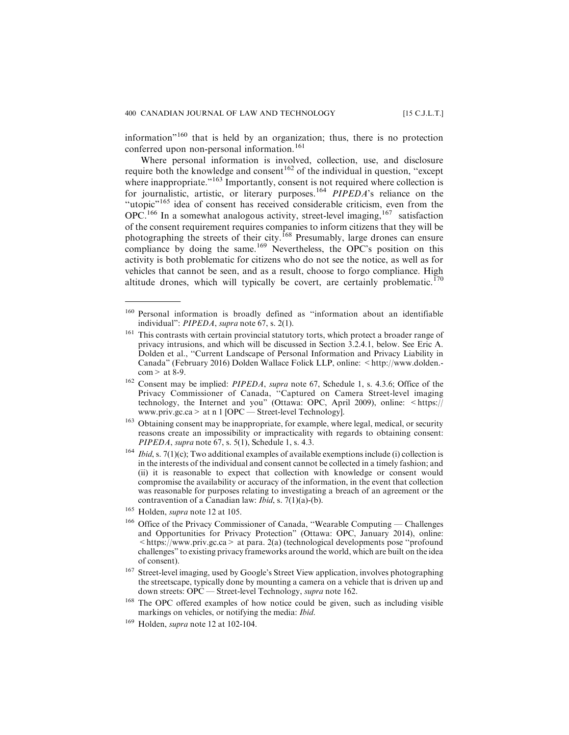information"[160] that is held by an organization; thus, there is no protection conferred upon non-personal information.[161]

Where personal information is involved, collection, use, and disclosure require both the knowledge and consent[162] of the individual in question, "except where inappropriate."[163] Importantly, consent is not required where collection is for journalistic, artistic, or literary purposes.[164] *PIPEDA*'s reliance on the "utopic"[165] idea of consent has received considerable criticism, even from the OPC.[166] In a somewhat analogous activity, street-level imaging,[167] satisfaction of the consent requirement requires companies to inform citizens that they will be photographing the streets of their city.[168] Presumably, large drones can ensure compliance by doing the same.[169] Nevertheless, the OPC's position on this activity is both problematic for citizens who do not see the notice, as well as for vehicles that cannot be seen, and as a result, choose to forgo compliance. High altitude drones, which will typically be covert, are certainly problematic.[170]

---

[160] Personal information is broadly defined as "information about an identifiable individual": *PIPEDA*, *supra* note 67, s. 2(1).

[161] This contrasts with certain provincial statutory torts, which protect a broader range of privacy intrusions, and which will be discussed in Section 3.2.4.1, below. See Eric A. Dolden et al., "Current Landscape of Personal Information and Privacy Liability in Canada" (February 2016) Dolden Wallace Folick LLP, online: < http://www.dolden.com > at 8-9.

[162] Consent may be implied: *PIPEDA*, *supra* note 67, Schedule 1, s. 4.3.6; Office of the Privacy Commissioner of Canada, "Captured on Camera Street-level imaging technology, the Internet and you" (Ottawa: OPC, April 2009), online: < https://www.priv.gc.ca > at n 1 [OPC — Street-level Technology].

[163] Obtaining consent may be inappropriate, for example, where legal, medical, or security reasons create an impossibility or impracticality with regards to obtaining consent: *PIPEDA*, *supra* note 67, s. 5(1), Schedule 1, s. 4.3.

[164] *Ibid*, s. 7(1)(c); Two additional examples of available exemptions include (i) collection is in the interests of the individual and consent cannot be collected in a timely fashion; and (ii) it is reasonable to expect that collection with knowledge or consent would compromise the availability or accuracy of the information, in the event that collection was reasonable for purposes relating to investigating a breach of an agreement or the contravention of a Canadian law: *Ibid*, s. 7(1)(a)-(b).

[165] Holden, *supra* note 12 at 105.

[166] Office of the Privacy Commissioner of Canada, "Wearable Computing — Challenges and Opportunities for Privacy Protection" (Ottawa: OPC, January 2014), online: < https://www.priv.gc.ca > at para. 2(a) (technological developments pose "profound challenges" to existing privacy frameworks around the world, which are built on the idea of consent).

[167] Street-level imaging, used by Google's Street View application, involves photographing the streetscape, typically done by mounting a camera on a vehicle that is driven up and down streets: OPC — Street-level Technology, *supra* note 162.

[168] The OPC offered examples of how notice could be given, such as including visible markings on vehicles, or notifying the media: *Ibid*.

[169] Holden, *supra* note 12 at 102-104.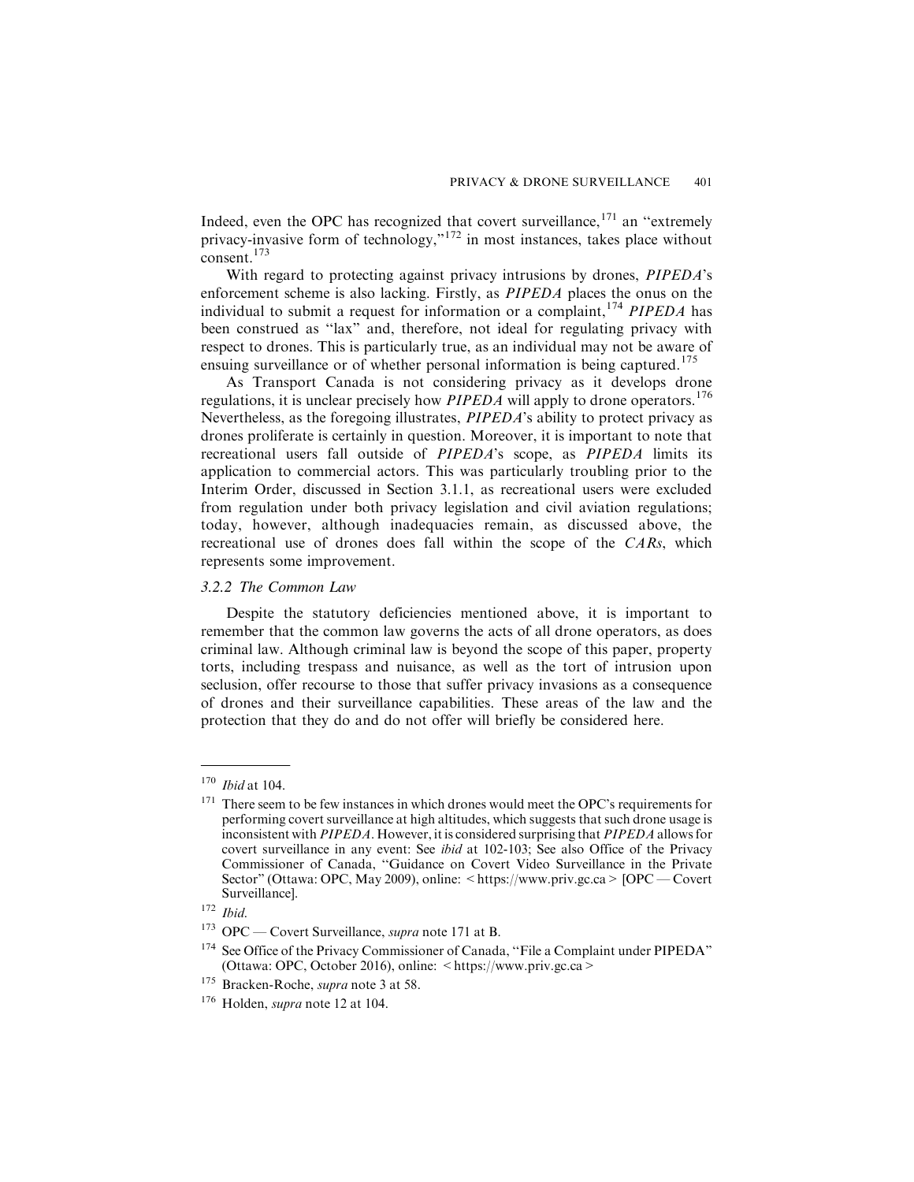Indeed, even the OPC has recognized that covert surveillance,[171] an "extremely privacy-invasive form of technology,"[172] in most instances, takes place without consent.[173]

With regard to protecting against privacy intrusions by drones, *PIPEDA*'s enforcement scheme is also lacking. Firstly, as *PIPEDA* places the onus on the individual to submit a request for information or a complaint,[174] *PIPEDA* has been construed as "lax" and, therefore, not ideal for regulating privacy with respect to drones. This is particularly true, as an individual may not be aware of ensuing surveillance or of whether personal information is being captured.[175]

As Transport Canada is not considering privacy as it develops drone regulations, it is unclear precisely how *PIPEDA* will apply to drone operators.[176] Nevertheless, as the foregoing illustrates, *PIPEDA*'s ability to protect privacy as drones proliferate is certainly in question. Moreover, it is important to note that recreational users fall outside of *PIPEDA*'s scope, as *PIPEDA* limits its application to commercial actors. This was particularly troubling prior to the Interim Order, discussed in Section 3.1.1, as recreational users were excluded from regulation under both privacy legislation and civil aviation regulations; today, however, although inadequacies remain, as discussed above, the recreational use of drones does fall within the scope of the *CARs*, which represents some improvement.

### *3.2.2 The Common Law*

Despite the statutory deficiencies mentioned above, it is important to remember that the common law governs the acts of all drone operators, as does criminal law. Although criminal law is beyond the scope of this paper, property torts, including trespass and nuisance, as well as the tort of intrusion upon seclusion, offer recourse to those that suffer privacy invasions as a consequence of drones and their surveillance capabilities. These areas of the law and the protection that they do and do not offer will briefly be considered here.

---

[170] *Ibid* at 104.

[171] There seem to be few instances in which drones would meet the OPC's requirements for performing covert surveillance at high altitudes, which suggests that such drone usage is inconsistent with *PIPEDA*. However, it is considered surprising that *PIPEDA* allows for covert surveillance in any event: See *ibid* at 102-103; See also Office of the Privacy Commissioner of Canada, "Guidance on Covert Video Surveillance in the Private Sector" (Ottawa: OPC, May 2009), online: < https://www.priv.gc.ca > [OPC — Covert Surveillance].

[172] *Ibid*.

[173] OPC — Covert Surveillance, *supra* note 171 at B.

[174] See Office of the Privacy Commissioner of Canada, "File a Complaint under PIPEDA" (Ottawa: OPC, October 2016), online: < https://www.priv.gc.ca >

[175] Bracken-Roche, *supra* note 3 at 58.

[176] Holden, *supra* note 12 at 104.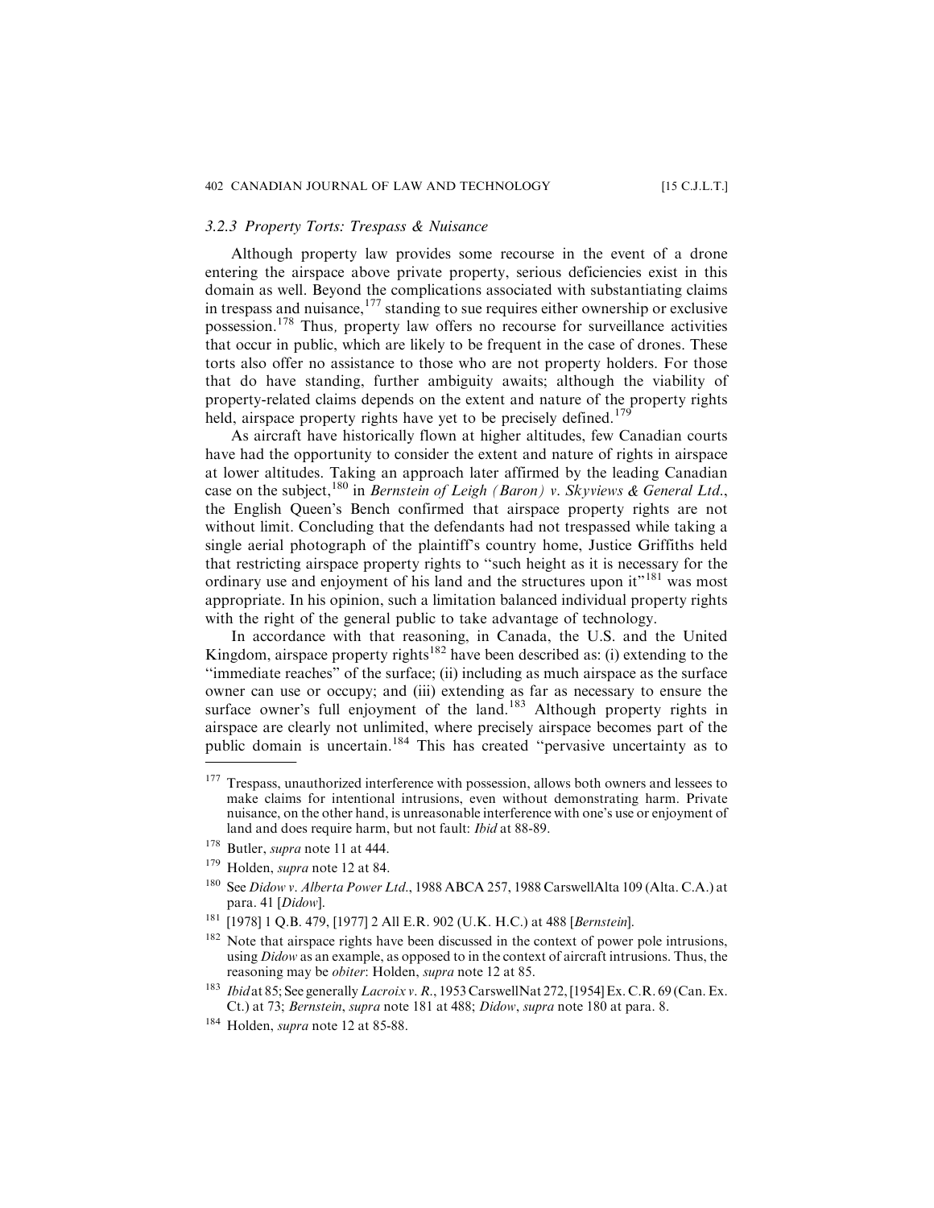### *3.2.3 Property Torts: Trespass & Nuisance*

Although property law provides some recourse in the event of a drone entering the airspace above private property, serious deficiencies exist in this domain as well. Beyond the complications associated with substantiating claims in trespass and nuisance,[177] standing to sue requires either ownership or exclusive possession.[178] Thus, property law offers no recourse for surveillance activities that occur in public, which are likely to be frequent in the case of drones. These torts also offer no assistance to those who are not property holders. For those that do have standing, further ambiguity awaits; although the viability of property-related claims depends on the extent and nature of the property rights held, airspace property rights have yet to be precisely defined.[179]

As aircraft have historically flown at higher altitudes, few Canadian courts have had the opportunity to consider the extent and nature of rights in airspace at lower altitudes. Taking an approach later affirmed by the leading Canadian case on the subject,[180] in *Bernstein of Leigh (Baron) v. Skyviews & General Ltd.*, the English Queen's Bench confirmed that airspace property rights are not without limit. Concluding that the defendants had not trespassed while taking a single aerial photograph of the plaintiff's country home, Justice Griffiths held that restricting airspace property rights to "such height as it is necessary for the ordinary use and enjoyment of his land and the structures upon it"[181] was most appropriate. In his opinion, such a limitation balanced individual property rights with the right of the general public to take advantage of technology.

In accordance with that reasoning, in Canada, the U.S. and the United Kingdom, airspace property rights[182] have been described as: (i) extending to the "immediate reaches" of the surface; (ii) including as much airspace as the surface owner can use or occupy; and (iii) extending as far as necessary to ensure the surface owner's full enjoyment of the land.[183] Although property rights in airspace are clearly not unlimited, where precisely airspace becomes part of the public domain is uncertain.[184] This has created "pervasive uncertainty as to

---

[177] Trespass, unauthorized interference with possession, allows both owners and lessees to make claims for intentional intrusions, even without demonstrating harm. Private nuisance, on the other hand, is unreasonable interference with one's use or enjoyment of land and does require harm, but not fault: *Ibid* at 88-89.

[178] Butler, *supra* note 11 at 444.

[179] Holden, *supra* note 12 at 84.

[180] See *Didow v. Alberta Power Ltd.*, 1988 ABCA 257, 1988 CarswellAlta 109 (Alta. C.A.) at para. 41 [*Didow*].

[181] [1978] 1 Q.B. 479, [1977] 2 All E.R. 902 (U.K. H.C.) at 488 [*Bernstein*].

[182] Note that airspace rights have been discussed in the context of power pole intrusions, using *Didow* as an example, as opposed to in the context of aircraft intrusions. Thus, the reasoning may be *obiter*: Holden, *supra* note 12 at 85.

[183] *Ibid* at 85; See generally *Lacroix v. R.*, 1953 CarswellNat 272, [1954] Ex. C.R. 69 (Can. Ex. Ct.) at 73; *Bernstein*, *supra* note 181 at 488; *Didow*, *supra* note 180 at para. 8.

[184] Holden, *supra* note 12 at 85-88.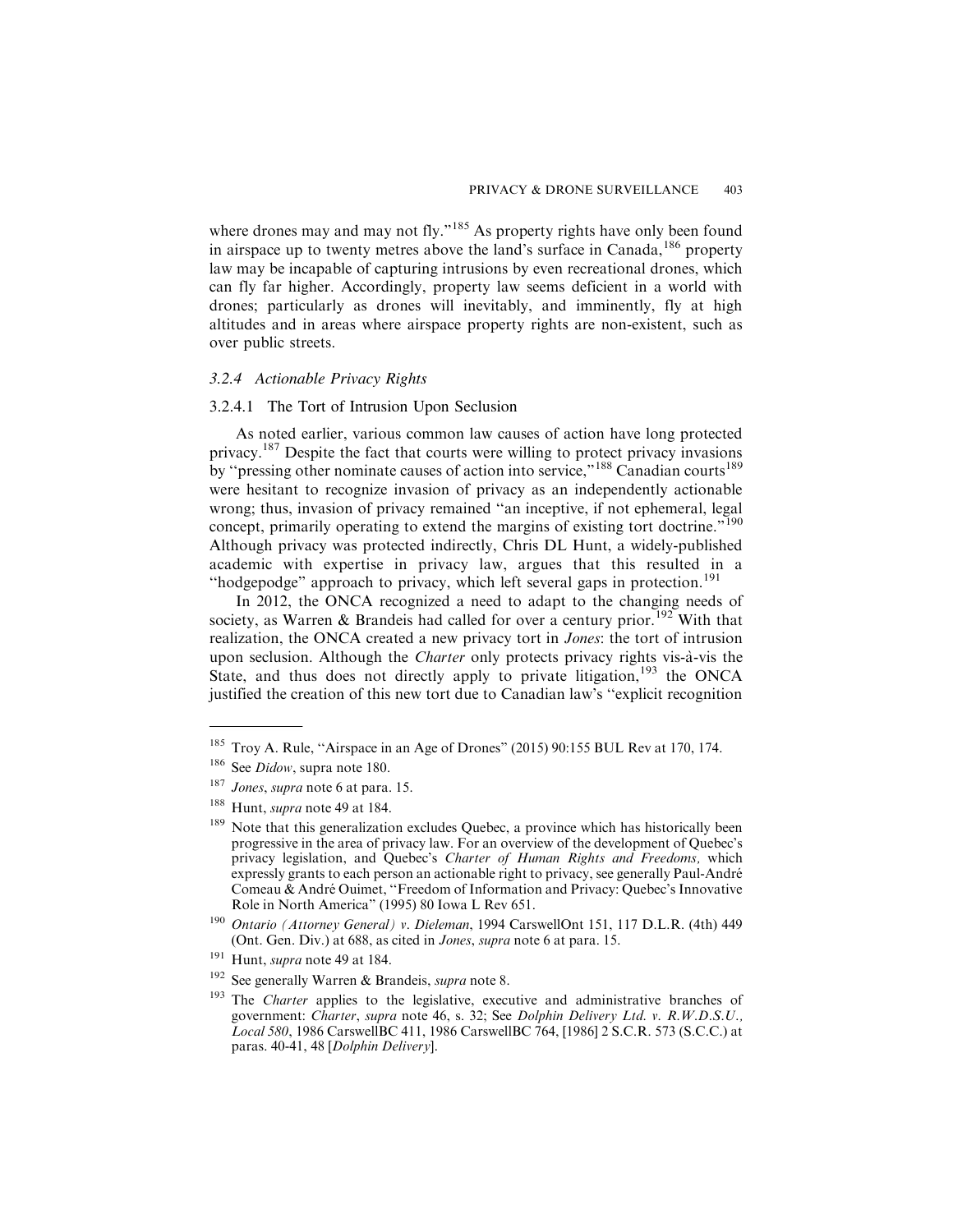where drones may and may not fly."[185] As property rights have only been found in airspace up to twenty metres above the land's surface in Canada,[186] property law may be incapable of capturing intrusions by even recreational drones, which can fly far higher. Accordingly, property law seems deficient in a world with drones; particularly as drones will inevitably, and imminently, fly at high altitudes and in areas where airspace property rights are non-existent, such as over public streets.

### *3.2.4 Actionable Privacy Rights*

#### 3.2.4.1 The Tort of Intrusion Upon Seclusion

As noted earlier, various common law causes of action have long protected privacy.[187] Despite the fact that courts were willing to protect privacy invasions by "pressing other nominate causes of action into service,"[188] Canadian courts[189] were hesitant to recognize invasion of privacy as an independently actionable wrong; thus, invasion of privacy remained "an inceptive, if not ephemeral, legal concept, primarily operating to extend the margins of existing tort doctrine."[190] Although privacy was protected indirectly, Chris DL Hunt, a widely-published academic with expertise in privacy law, argues that this resulted in a "hodgepodge" approach to privacy, which left several gaps in protection.[191]

In 2012, the ONCA recognized a need to adapt to the changing needs of society, as Warren & Brandeis had called for over a century prior.[192] With that realization, the ONCA created a new privacy tort in *Jones*: the tort of intrusion upon seclusion. Although the *Charter* only protects privacy rights vis-à-vis the State, and thus does not directly apply to private litigation,[193] the ONCA justified the creation of this new tort due to Canadian law's "explicit recognition

---

[185] Troy A. Rule, "Airspace in an Age of Drones" (2015) 90:155 BUL Rev at 170, 174.

[186] See *Didow*, supra note 180.

[187] *Jones*, *supra* note 6 at para. 15.

[188] Hunt, *supra* note 49 at 184.

[189] Note that this generalization excludes Quebec, a province which has historically been progressive in the area of privacy law. For an overview of the development of Quebec's privacy legislation, and Quebec's *Charter of Human Rights and Freedoms,* which expressly grants to each person an actionable right to privacy, see generally Paul-André Comeau & André Ouimet, "Freedom of Information and Privacy: Quebec's Innovative Role in North America" (1995) 80 Iowa L Rev 651.

[190] *Ontario (Attorney General) v. Dieleman*, 1994 CarswellOnt 151, 117 D.L.R. (4th) 449 (Ont. Gen. Div.) at 688, as cited in *Jones*, *supra* note 6 at para. 15.

[191] Hunt, *supra* note 49 at 184.

[192] See generally Warren & Brandeis, *supra* note 8.

[193] The *Charter* applies to the legislative, executive and administrative branches of government: *Charter*, *supra* note 46, s. 32; See *Dolphin Delivery Ltd. v. R.W.D.S.U., Local 580*, 1986 CarswellBC 411, 1986 CarswellBC 764, [1986] 2 S.C.R. 573 (S.C.C.) at paras. 40-41, 48 [*Dolphin Delivery*].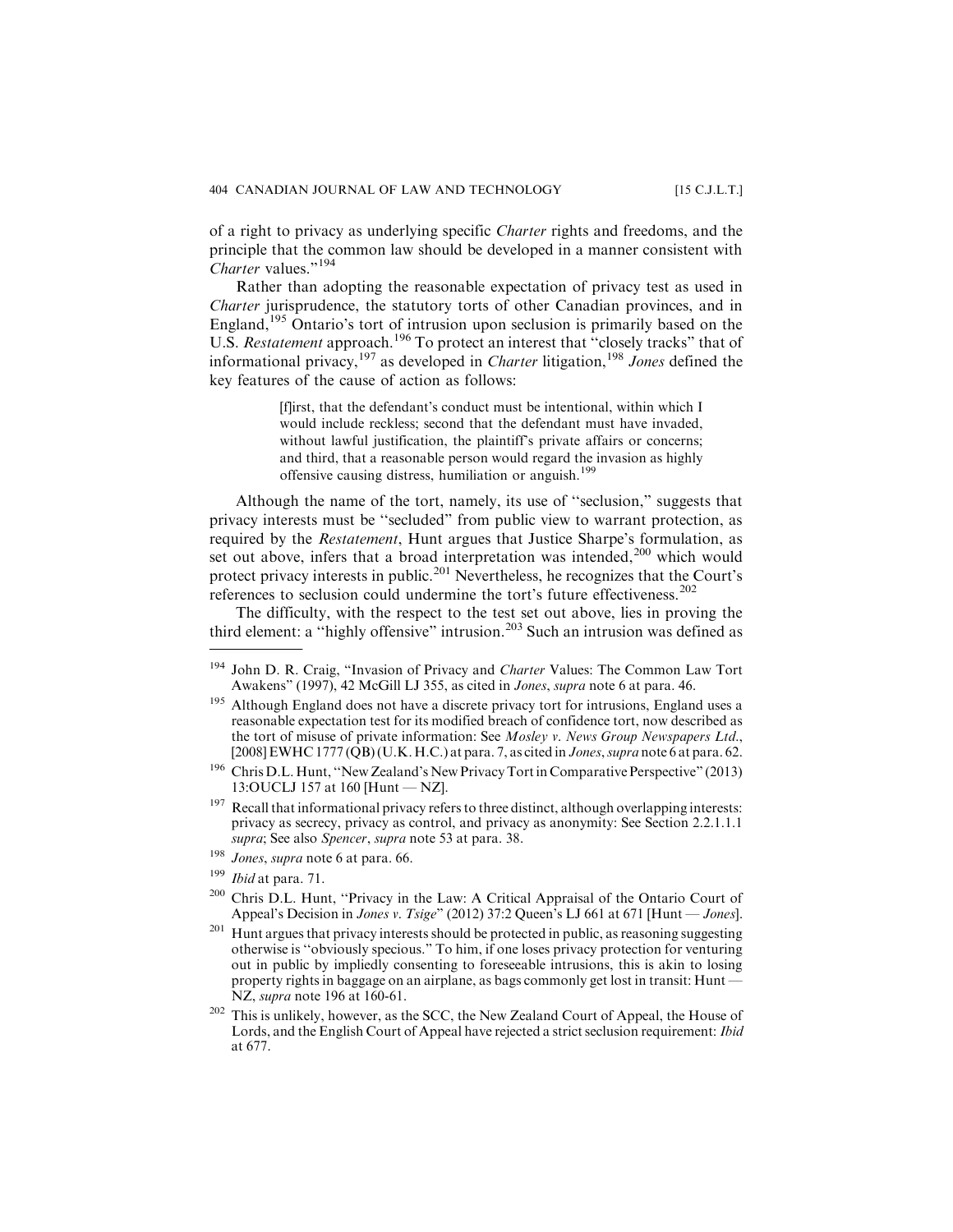of a right to privacy as underlying specific *Charter* rights and freedoms, and the principle that the common law should be developed in a manner consistent with *Charter* values."[194]

Rather than adopting the reasonable expectation of privacy test as used in *Charter* jurisprudence, the statutory torts of other Canadian provinces, and in England,[195] Ontario's tort of intrusion upon seclusion is primarily based on the U.S. *Restatement* approach.[196] To protect an interest that "closely tracks" that of informational privacy,[197] as developed in *Charter* litigation,[198] *Jones* defined the key features of the cause of action as follows:

> [f]irst, that the defendant's conduct must be intentional, within which I would include reckless; second that the defendant must have invaded, without lawful justification, the plaintiff's private affairs or concerns; and third, that a reasonable person would regard the invasion as highly offensive causing distress, humiliation or anguish.[199]

Although the name of the tort, namely, its use of "seclusion," suggests that privacy interests must be "secluded" from public view to warrant protection, as required by the *Restatement*, Hunt argues that Justice Sharpe's formulation, as set out above, infers that a broad interpretation was intended,[200] which would protect privacy interests in public.[201] Nevertheless, he recognizes that the Court's references to seclusion could undermine the tort's future effectiveness.[202]

The difficulty, with the respect to the test set out above, lies in proving the third element: a "highly offensive" intrusion.[203] Such an intrusion was defined as

---

[194] John D. R. Craig, "Invasion of Privacy and *Charter* Values: The Common Law Tort Awakens" (1997), 42 McGill LJ 355, as cited in *Jones*, *supra* note 6 at para. 46.

[195] Although England does not have a discrete privacy tort for intrusions, England uses a reasonable expectation test for its modified breach of confidence tort, now described as the tort of misuse of private information: See *Mosley v. News Group Newspapers Ltd.*, [2008] EWHC 1777 (QB) (U.K. H.C.) at para. 7, as cited in *Jones*, *supra* note 6 at para. 62.

[196] Chris D.L. Hunt, "New Zealand's New Privacy Tort in Comparative Perspective" (2013) 13:OUCLJ 157 at 160 [Hunt — NZ].

[197] Recall that informational privacy refers to three distinct, although overlapping interests: privacy as secrecy, privacy as control, and privacy as anonymity: See Section 2.2.1.1.1 *supra*; See also *Spencer*, *supra* note 53 at para. 38.

[198] *Jones*, *supra* note 6 at para. 66.

[199] *Ibid* at para. 71.

[200] Chris D.L. Hunt, "Privacy in the Law: A Critical Appraisal of the Ontario Court of Appeal's Decision in *Jones v. Tsige*" (2012) 37:2 Queen's LJ 661 at 671 [Hunt — *Jones*].

[201] Hunt argues that privacy interests should be protected in public, as reasoning suggesting otherwise is "obviously specious." To him, if one loses privacy protection for venturing out in public by impliedly consenting to foreseeable intrusions, this is akin to losing property rights in baggage on an airplane, as bags commonly get lost in transit: Hunt — NZ, *supra* note 196 at 160-61.

[202] This is unlikely, however, as the SCC, the New Zealand Court of Appeal, the House of Lords, and the English Court of Appeal have rejected a strict seclusion requirement: *Ibid* at 677.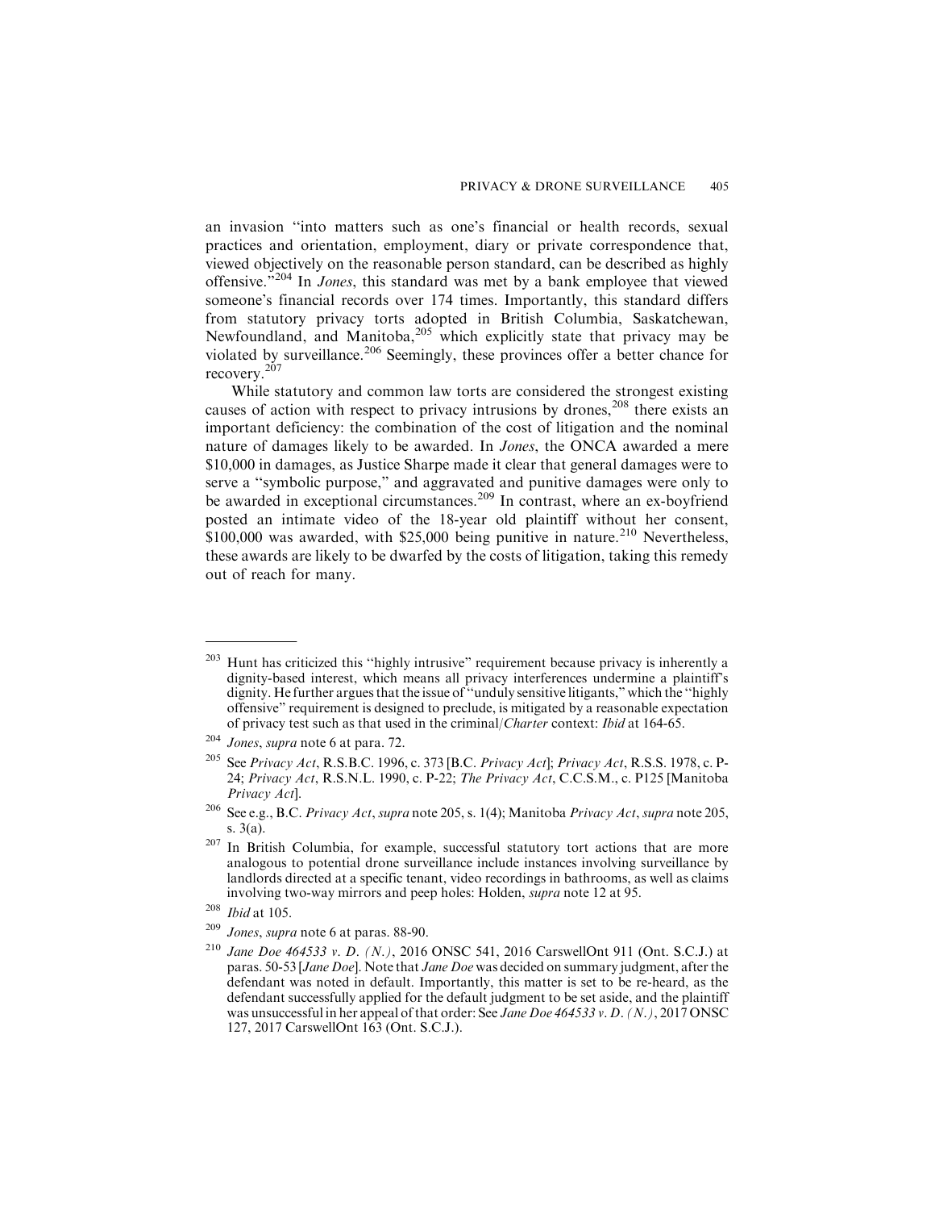an invasion "into matters such as one's financial or health records, sexual practices and orientation, employment, diary or private correspondence that, viewed objectively on the reasonable person standard, can be described as highly offensive."[204] In *Jones*, this standard was met by a bank employee that viewed someone's financial records over 174 times. Importantly, this standard differs from statutory privacy torts adopted in British Columbia, Saskatchewan, Newfoundland, and Manitoba,[205] which explicitly state that privacy may be violated by surveillance.[206] Seemingly, these provinces offer a better chance for recovery.[207]

While statutory and common law torts are considered the strongest existing causes of action with respect to privacy intrusions by drones,[208] there exists an important deficiency: the combination of the cost of litigation and the nominal nature of damages likely to be awarded. In *Jones*, the ONCA awarded a mere $10,000 in damages, as Justice Sharpe made it clear that general damages were to serve a "symbolic purpose," and aggravated and punitive damages were only to be awarded in exceptional circumstances.[209] In contrast, where an ex-boyfriend posted an intimate video of the 18-year old plaintiff without her consent, $100,000 was awarded, with $25,000 being punitive in nature.[210] Nevertheless, these awards are likely to be dwarfed by the costs of litigation, taking this remedy out of reach for many.

---

[203] Hunt has criticized this "highly intrusive" requirement because privacy is inherently a dignity-based interest, which means all privacy interferences undermine a plaintiff's dignity. He further argues that the issue of "unduly sensitive litigants," which the "highly offensive" requirement is designed to preclude, is mitigated by a reasonable expectation of privacy test such as that used in the criminal/*Charter* context: *Ibid* at 164-65.

[204] *Jones*, *supra* note 6 at para. 72.

[205] See *Privacy Act*, R.S.B.C. 1996, c. 373 [B.C. *Privacy Act*]; *Privacy Act*, R.S.S. 1978, c. P-24; *Privacy Act*, R.S.N.L. 1990, c. P-22; *The Privacy Act*, C.C.S.M., c. P125 [Manitoba *Privacy Act*].

[206] See e.g., B.C. *Privacy Act*, *supra* note 205, s. 1(4); Manitoba *Privacy Act*, *supra* note 205, s. 3(a).

[207] In British Columbia, for example, successful statutory tort actions that are more analogous to potential drone surveillance include instances involving surveillance by landlords directed at a specific tenant, video recordings in bathrooms, as well as claims involving two-way mirrors and peep holes: Holden, *supra* note 12 at 95.

[208] *Ibid* at 105.

[209] *Jones*, *supra* note 6 at paras. 88-90.

[210] *Jane Doe 464533 v. D. (N.)*, 2016 ONSC 541, 2016 CarswellOnt 911 (Ont. S.C.J.) at paras. 50-53 [*Jane Doe*]. Note that *Jane Doe* was decided on summary judgment, after the defendant was noted in default. Importantly, this matter is set to be re-heard, as the defendant successfully applied for the default judgment to be set aside, and the plaintiff was unsuccessful in her appeal of that order: See *Jane Doe 464533 v. D. (N.)*, 2017 ONSC 127, 2017 CarswellOnt 163 (Ont. S.C.J.).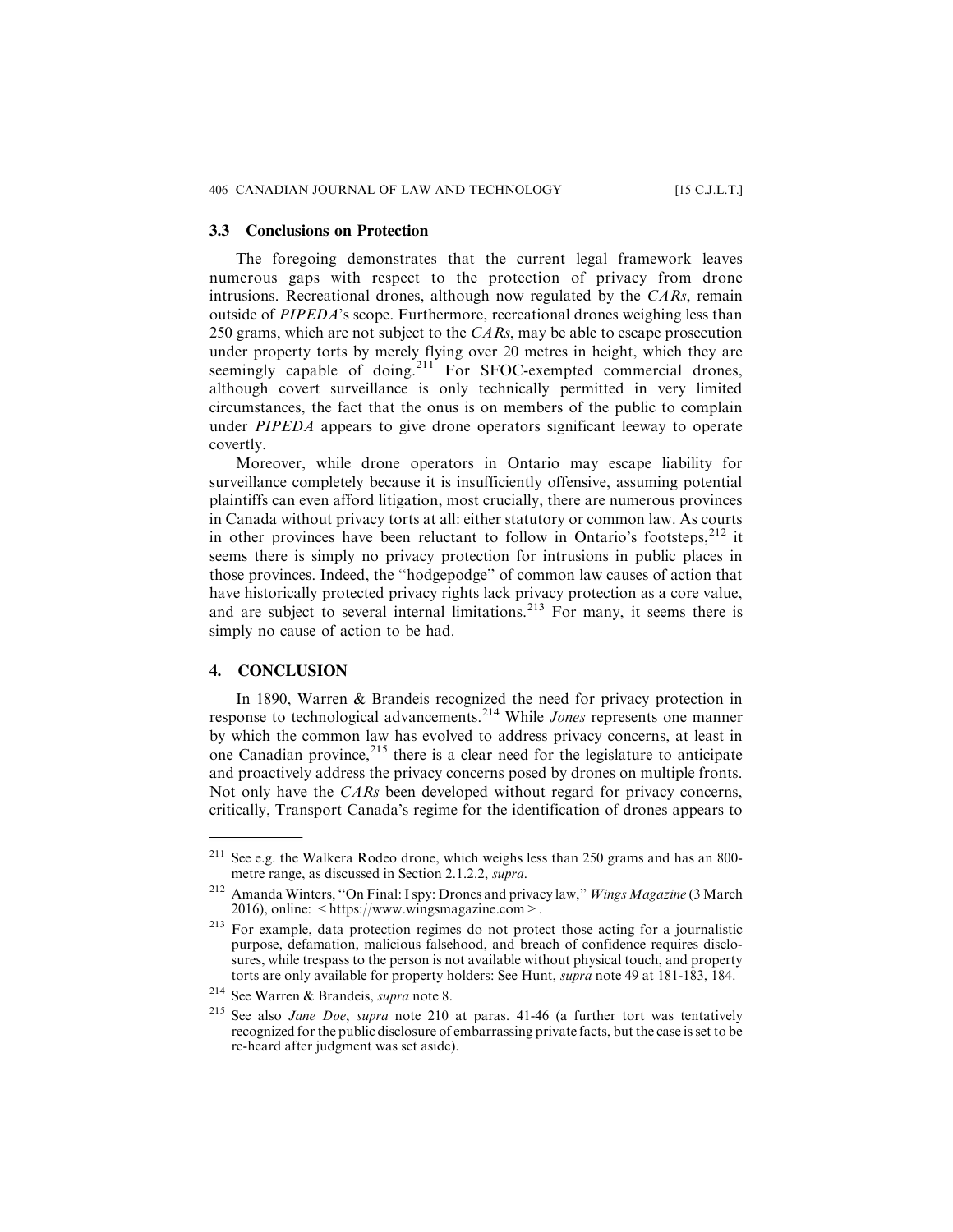### 3.3 Conclusions on Protection

The foregoing demonstrates that the current legal framework leaves numerous gaps with respect to the protection of privacy from drone intrusions. Recreational drones, although now regulated by the *CARs*, remain outside of *PIPEDA*'s scope. Furthermore, recreational drones weighing less than 250 grams, which are not subject to the *CARs*, may be able to escape prosecution under property torts by merely flying over 20 metres in height, which they are seemingly capable of doing.[211] For SFOC-exempted commercial drones, although covert surveillance is only technically permitted in very limited circumstances, the fact that the onus is on members of the public to complain under *PIPEDA* appears to give drone operators significant leeway to operate covertly.

Moreover, while drone operators in Ontario may escape liability for surveillance completely because it is insufficiently offensive, assuming potential plaintiffs can even afford litigation, most crucially, there are numerous provinces in Canada without privacy torts at all: either statutory or common law. As courts in other provinces have been reluctant to follow in Ontario's footsteps,[212] it seems there is simply no privacy protection for intrusions in public places in those provinces. Indeed, the "hodgepodge" of common law causes of action that have historically protected privacy rights lack privacy protection as a core value, and are subject to several internal limitations.[213] For many, it seems there is simply no cause of action to be had.

## 4. CONCLUSION

In 1890, Warren & Brandeis recognized the need for privacy protection in response to technological advancements.[214] While *Jones* represents one manner by which the common law has evolved to address privacy concerns, at least in one Canadian province,[215] there is a clear need for the legislature to anticipate and proactively address the privacy concerns posed by drones on multiple fronts. Not only have the *CARs* been developed without regard for privacy concerns, critically, Transport Canada's regime for the identification of drones appears to

---

[211] See e.g. the Walkera Rodeo drone, which weighs less than 250 grams and has an 800-metre range, as discussed in Section 2.1.2.2, *supra*.

[212] Amanda Winters, "On Final: I spy: Drones and privacy law," *Wings Magazine* (3 March 2016), online: < https://www.wingsmagazine.com >.

[213] For example, data protection regimes do not protect those acting for a journalistic purpose, defamation, malicious falsehood, and breach of confidence requires disclosures, while trespass to the person is not available without physical touch, and property torts are only available for property holders: See Hunt, *supra* note 49 at 181-183, 184.

[214] See Warren & Brandeis, *supra* note 8.

[215] See also *Jane Doe*, *supra* note 210 at paras. 41-46 (a further tort was tentatively recognized for the public disclosure of embarrassing private facts, but the case is set to be re-heard after judgment was set aside).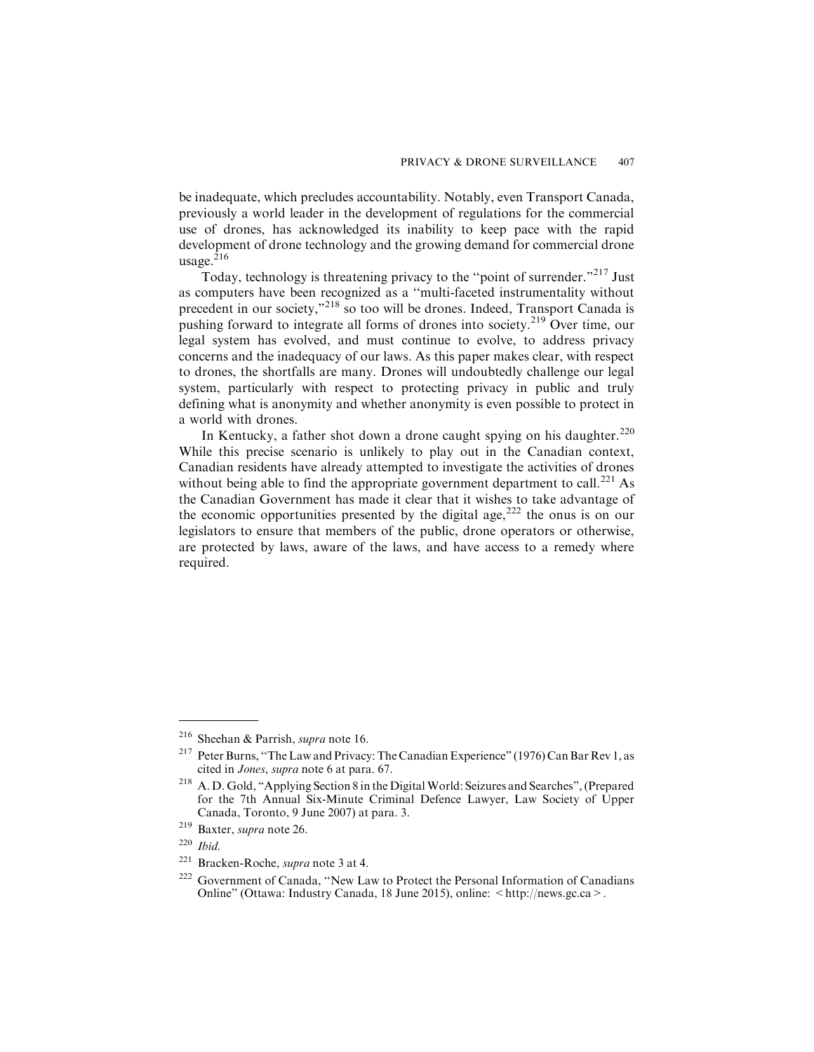be inadequate, which precludes accountability. Notably, even Transport Canada, previously a world leader in the development of regulations for the commercial use of drones, has acknowledged its inability to keep pace with the rapid development of drone technology and the growing demand for commercial drone usage.[216]

Today, technology is threatening privacy to the "point of surrender."[217] Just as computers have been recognized as a "multi-faceted instrumentality without precedent in our society,"[218] so too will be drones. Indeed, Transport Canada is pushing forward to integrate all forms of drones into society.[219] Over time, our legal system has evolved, and must continue to evolve, to address privacy concerns and the inadequacy of our laws. As this paper makes clear, with respect to drones, the shortfalls are many. Drones will undoubtedly challenge our legal system, particularly with respect to protecting privacy in public and truly defining what is anonymity and whether anonymity is even possible to protect in a world with drones.

In Kentucky, a father shot down a drone caught spying on his daughter.[220] While this precise scenario is unlikely to play out in the Canadian context, Canadian residents have already attempted to investigate the activities of drones without being able to find the appropriate government department to call.[221] As the Canadian Government has made it clear that it wishes to take advantage of the economic opportunities presented by the digital age,[222] the onus is on our legislators to ensure that members of the public, drone operators or otherwise, are protected by laws, aware of the laws, and have access to a remedy where required.

---

216 Sheehan & Parrish, *supra* note 16.

217 Peter Burns, "The Law and Privacy: The Canadian Experience" (1976) Can Bar Rev 1, as cited in *Jones*, *supra* note 6 at para. 67.

218 A. D. Gold, "Applying Section 8 in the Digital World: Seizures and Searches", (Prepared for the 7th Annual Six-Minute Criminal Defence Lawyer, Law Society of Upper Canada, Toronto, 9 June 2007) at para. 3.

219 Baxter, *supra* note 26.

220 *Ibid.*

221 Bracken-Roche, *supra* note 3 at 4.

222 Government of Canada, "New Law to Protect the Personal Information of Canadians Online" (Ottawa: Industry Canada, 18 June 2015), online: <http://news.gc.ca>.